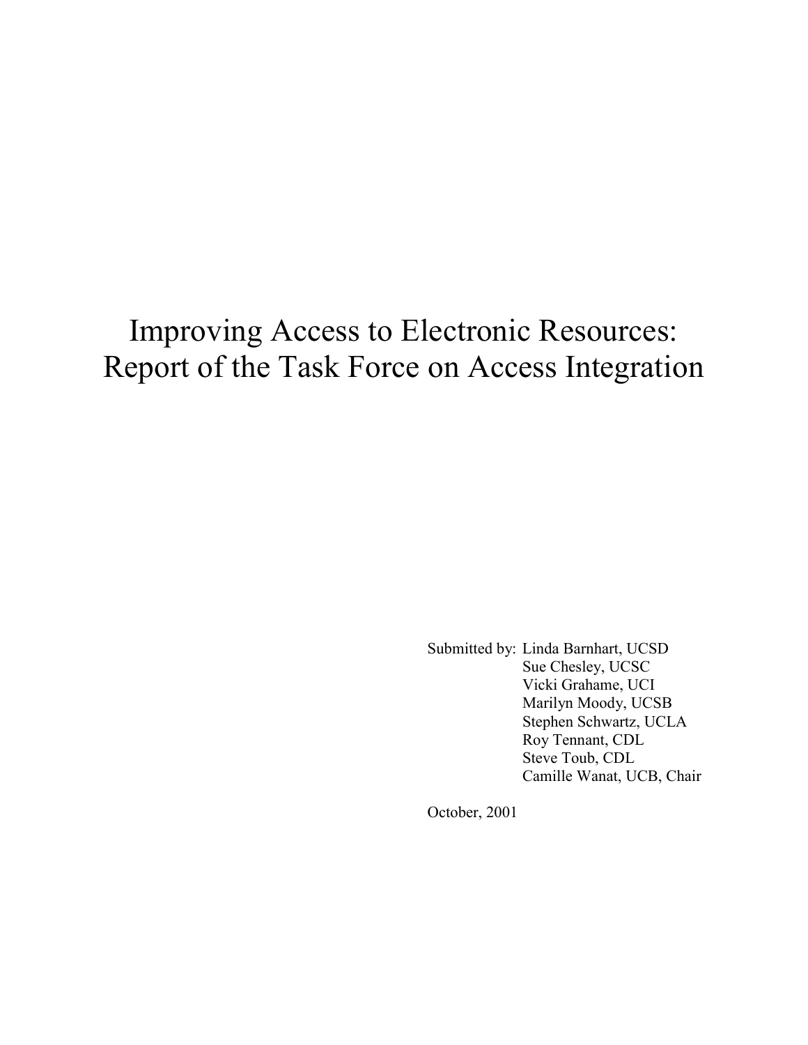# Improving Access to Electronic Resources: Report of the Task Force on Access Integration

Submitted by: Linda Barnhart, UCSD
Sue Chesley, UCSC
Vicki Grahame, UCI
Marilyn Moody, UCSB
Stephen Schwartz, UCLA
Roy Tennant, CDL
Steve Toub, CDL
Camille Wanat, UCB, Chair

October, 2001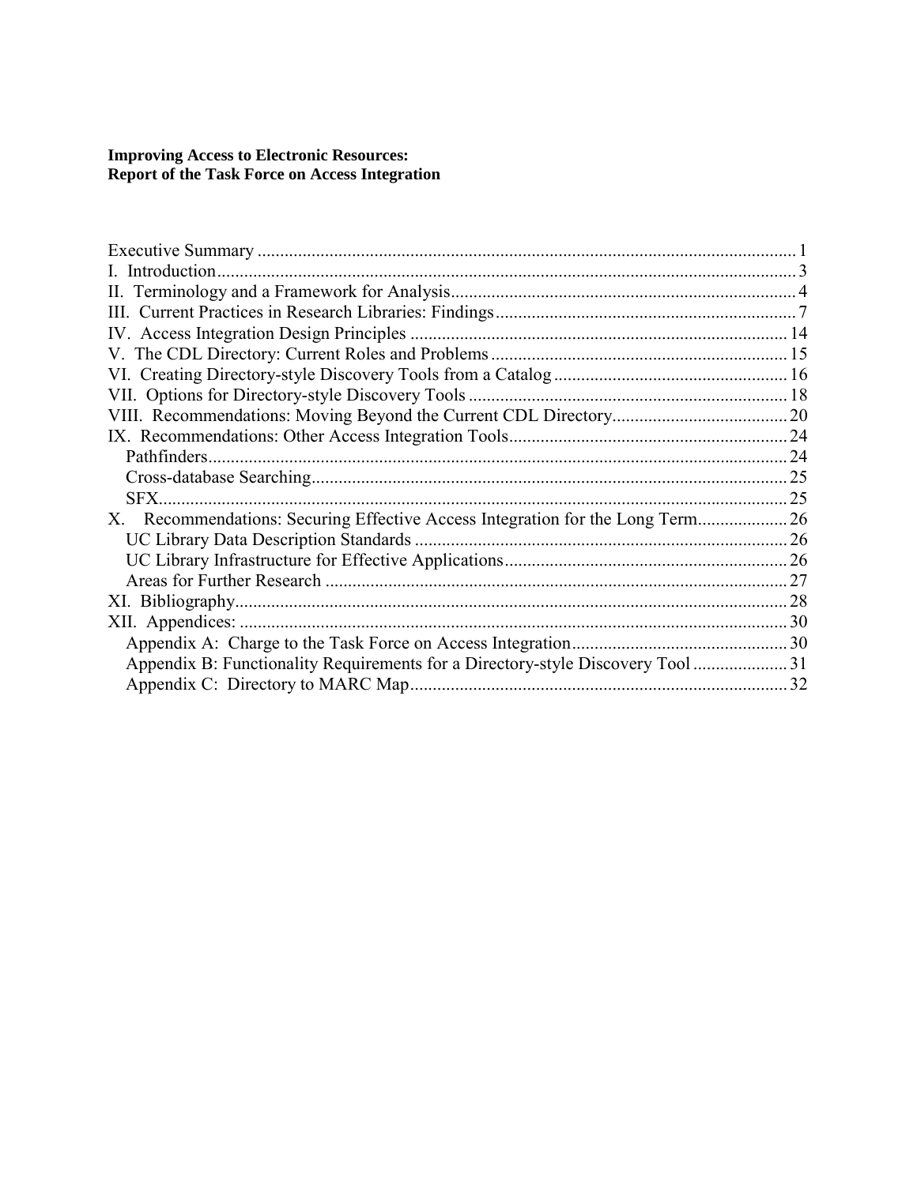**Improving Access to Electronic Resources:**
**Report of the Task Force on Access Integration**

Executive Summary ........................................................................................................... 1
I. Introduction.................................................................................................................. 3
II. Terminology and a Framework for Analysis.............................................................. 4
III. Current Practices in Research Libraries: Findings.................................................... 7
IV. Access Integration Design Principles ...................................................................... 14
V. The CDL Directory: Current Roles and Problems .................................................... 15
VI. Creating Directory-style Discovery Tools from a Catalog ...................................... 16
VII. Options for Directory-style Discovery Tools ......................................................... 18
VIII. Recommendations: Moving Beyond the Current CDL Directory.......................... 20
IX. Recommendations: Other Access Integration Tools................................................ 24
  Pathfinders.................................................................................................................. 24
  Cross-database Searching........................................................................................... 25
  SFX............................................................................................................................ 25
X. Recommendations: Securing Effective Access Integration for the Long Term.................... 26
  UC Library Data Description Standards ................................................................... 26
  UC Library Infrastructure for Effective Applications................................................ 26
  Areas for Further Research ....................................................................................... 27
XI. Bibliography............................................................................................................ 28
XII. Appendices: ........................................................................................................... 30
  Appendix A: Charge to the Task Force on Access Integration.................................. 30
  Appendix B: Functionality Requirements for a Directory-style Discovery Tool ....................... 31
  Appendix C: Directory to MARC Map..................................................................... 32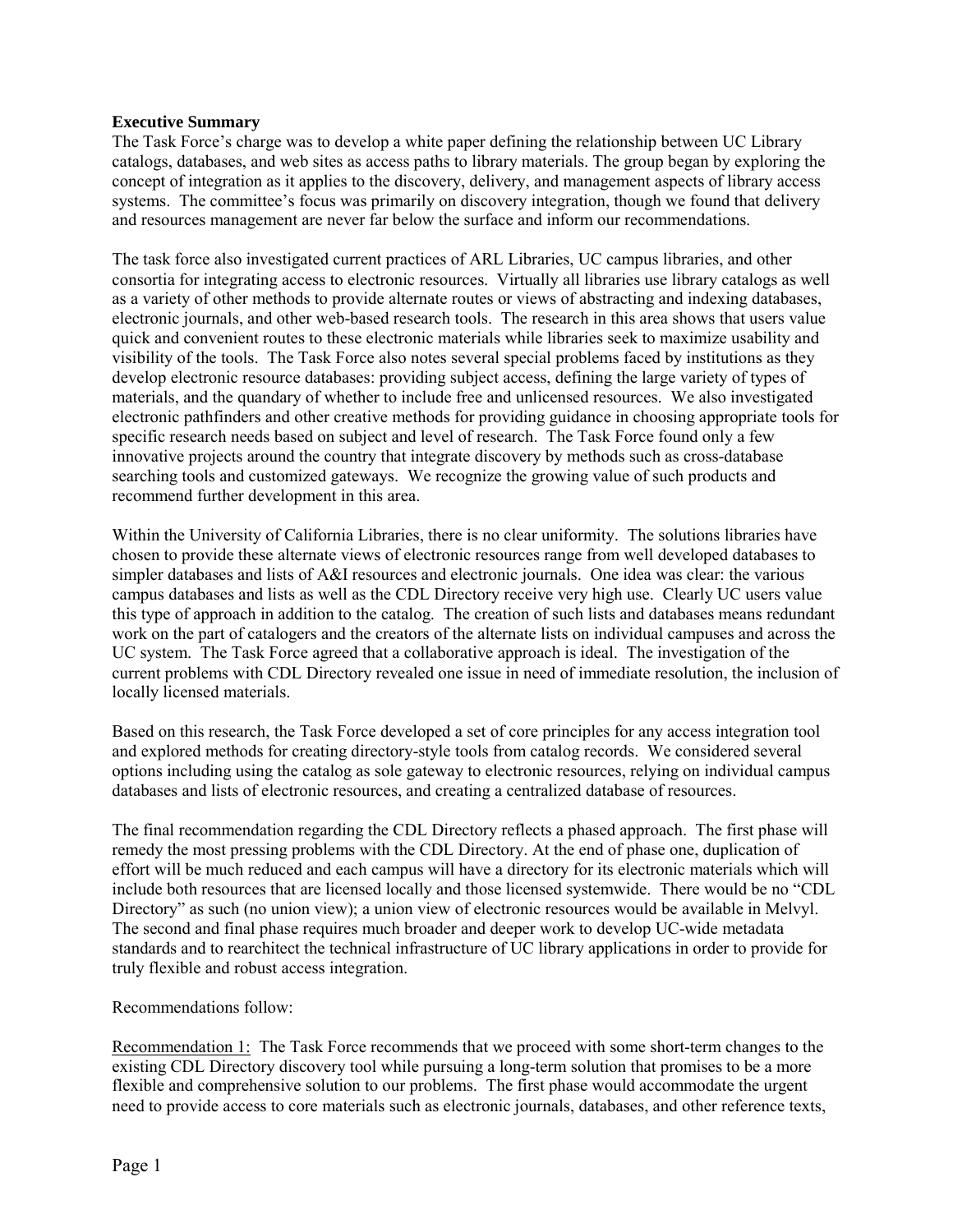**Executive Summary**

The Task Force's charge was to develop a white paper defining the relationship between UC Library catalogs, databases, and web sites as access paths to library materials. The group began by exploring the concept of integration as it applies to the discovery, delivery, and management aspects of library access systems. The committee's focus was primarily on discovery integration, though we found that delivery and resources management are never far below the surface and inform our recommendations.

The task force also investigated current practices of ARL Libraries, UC campus libraries, and other consortia for integrating access to electronic resources. Virtually all libraries use library catalogs as well as a variety of other methods to provide alternate routes or views of abstracting and indexing databases, electronic journals, and other web-based research tools. The research in this area shows that users value quick and convenient routes to these electronic materials while libraries seek to maximize usability and visibility of the tools. The Task Force also notes several special problems faced by institutions as they develop electronic resource databases: providing subject access, defining the large variety of types of materials, and the quandary of whether to include free and unlicensed resources. We also investigated electronic pathfinders and other creative methods for providing guidance in choosing appropriate tools for specific research needs based on subject and level of research. The Task Force found only a few innovative projects around the country that integrate discovery by methods such as cross-database searching tools and customized gateways. We recognize the growing value of such products and recommend further development in this area.

Within the University of California Libraries, there is no clear uniformity. The solutions libraries have chosen to provide these alternate views of electronic resources range from well developed databases to simpler databases and lists of A&I resources and electronic journals. One idea was clear: the various campus databases and lists as well as the CDL Directory receive very high use. Clearly UC users value this type of approach in addition to the catalog. The creation of such lists and databases means redundant work on the part of catalogers and the creators of the alternate lists on individual campuses and across the UC system. The Task Force agreed that a collaborative approach is ideal. The investigation of the current problems with CDL Directory revealed one issue in need of immediate resolution, the inclusion of locally licensed materials.

Based on this research, the Task Force developed a set of core principles for any access integration tool and explored methods for creating directory-style tools from catalog records. We considered several options including using the catalog as sole gateway to electronic resources, relying on individual campus databases and lists of electronic resources, and creating a centralized database of resources.

The final recommendation regarding the CDL Directory reflects a phased approach. The first phase will remedy the most pressing problems with the CDL Directory. At the end of phase one, duplication of effort will be much reduced and each campus will have a directory for its electronic materials which will include both resources that are licensed locally and those licensed systemwide. There would be no "CDL Directory" as such (no union view); a union view of electronic resources would be available in Melvyl. The second and final phase requires much broader and deeper work to develop UC-wide metadata standards and to rearchitect the technical infrastructure of UC library applications in order to provide for truly flexible and robust access integration.

Recommendations follow:

Recommendation 1: The Task Force recommends that we proceed with some short-term changes to the existing CDL Directory discovery tool while pursuing a long-term solution that promises to be a more flexible and comprehensive solution to our problems. The first phase would accommodate the urgent need to provide access to core materials such as electronic journals, databases, and other reference texts,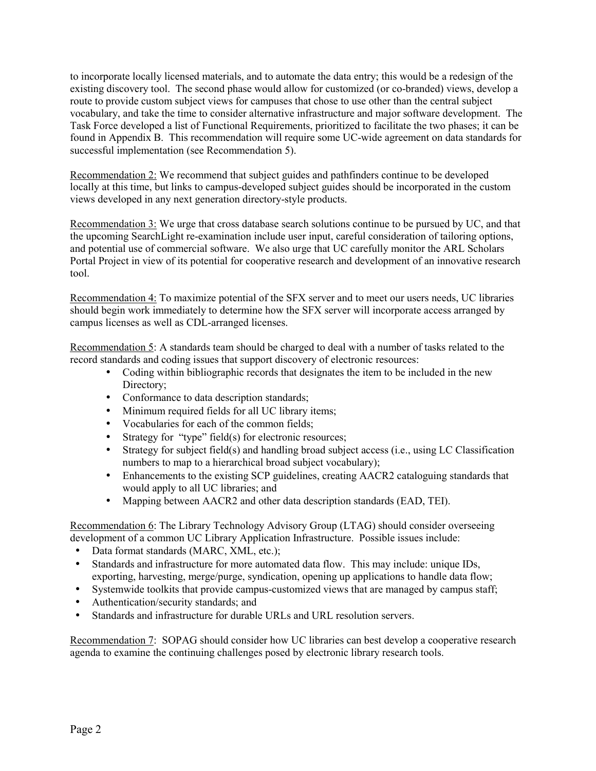to incorporate locally licensed materials, and to automate the data entry; this would be a redesign of the existing discovery tool. The second phase would allow for customized (or co-branded) views, develop a route to provide custom subject views for campuses that chose to use other than the central subject vocabulary, and take the time to consider alternative infrastructure and major software development. The Task Force developed a list of Functional Requirements, prioritized to facilitate the two phases; it can be found in Appendix B. This recommendation will require some UC-wide agreement on data standards for successful implementation (see Recommendation 5).

Recommendation 2: We recommend that subject guides and pathfinders continue to be developed locally at this time, but links to campus-developed subject guides should be incorporated in the custom views developed in any next generation directory-style products.

Recommendation 3: We urge that cross database search solutions continue to be pursued by UC, and that the upcoming SearchLight re-examination include user input, careful consideration of tailoring options, and potential use of commercial software. We also urge that UC carefully monitor the ARL Scholars Portal Project in view of its potential for cooperative research and development of an innovative research tool.

Recommendation 4: To maximize potential of the SFX server and to meet our users needs, UC libraries should begin work immediately to determine how the SFX server will incorporate access arranged by campus licenses as well as CDL-arranged licenses.

Recommendation 5: A standards team should be charged to deal with a number of tasks related to the record standards and coding issues that support discovery of electronic resources:

- Coding within bibliographic records that designates the item to be included in the new Directory;
- Conformance to data description standards;
- Minimum required fields for all UC library items;
- Vocabularies for each of the common fields;
- Strategy for "type" field(s) for electronic resources;
- Strategy for subject field(s) and handling broad subject access (i.e., using LC Classification numbers to map to a hierarchical broad subject vocabulary);
- Enhancements to the existing SCP guidelines, creating AACR2 cataloguing standards that would apply to all UC libraries; and
- Mapping between AACR2 and other data description standards (EAD, TEI).

Recommendation 6: The Library Technology Advisory Group (LTAG) should consider overseeing development of a common UC Library Application Infrastructure. Possible issues include:

- Data format standards (MARC, XML, etc.);
- Standards and infrastructure for more automated data flow. This may include: unique IDs, exporting, harvesting, merge/purge, syndication, opening up applications to handle data flow;
- Systemwide toolkits that provide campus-customized views that are managed by campus staff;
- Authentication/security standards; and
- Standards and infrastructure for durable URLs and URL resolution servers.

Recommendation 7: SOPAG should consider how UC libraries can best develop a cooperative research agenda to examine the continuing challenges posed by electronic library research tools.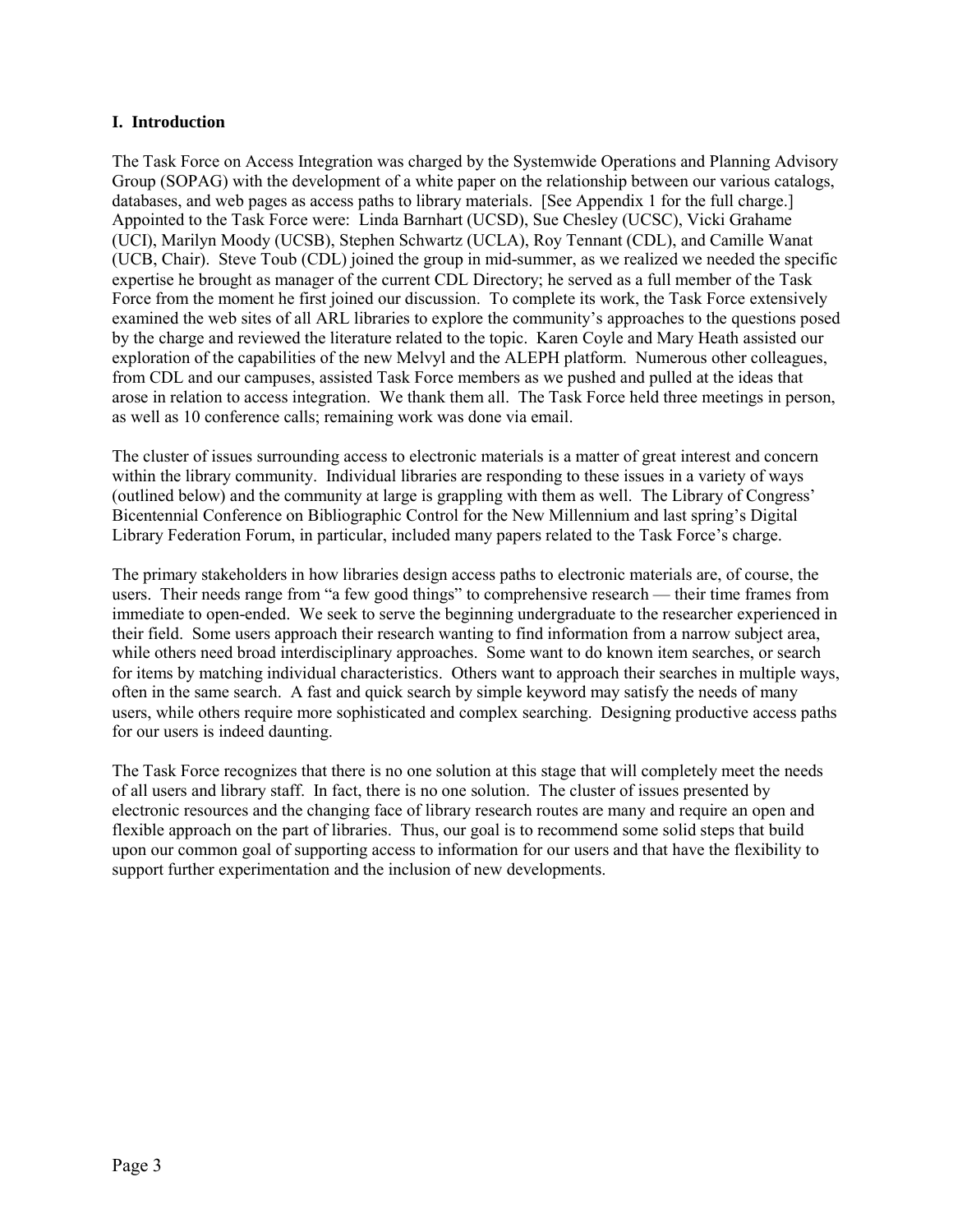## I. Introduction

The Task Force on Access Integration was charged by the Systemwide Operations and Planning Advisory Group (SOPAG) with the development of a white paper on the relationship between our various catalogs, databases, and web pages as access paths to library materials. [See Appendix 1 for the full charge.] Appointed to the Task Force were: Linda Barnhart (UCSD), Sue Chesley (UCSC), Vicki Grahame (UCI), Marilyn Moody (UCSB), Stephen Schwartz (UCLA), Roy Tennant (CDL), and Camille Wanat (UCB, Chair). Steve Toub (CDL) joined the group in mid-summer, as we realized we needed the specific expertise he brought as manager of the current CDL Directory; he served as a full member of the Task Force from the moment he first joined our discussion. To complete its work, the Task Force extensively examined the web sites of all ARL libraries to explore the community's approaches to the questions posed by the charge and reviewed the literature related to the topic. Karen Coyle and Mary Heath assisted our exploration of the capabilities of the new Melvyl and the ALEPH platform. Numerous other colleagues, from CDL and our campuses, assisted Task Force members as we pushed and pulled at the ideas that arose in relation to access integration. We thank them all. The Task Force held three meetings in person, as well as 10 conference calls; remaining work was done via email.

The cluster of issues surrounding access to electronic materials is a matter of great interest and concern within the library community. Individual libraries are responding to these issues in a variety of ways (outlined below) and the community at large is grappling with them as well. The Library of Congress' Bicentennial Conference on Bibliographic Control for the New Millennium and last spring's Digital Library Federation Forum, in particular, included many papers related to the Task Force's charge.

The primary stakeholders in how libraries design access paths to electronic materials are, of course, the users. Their needs range from "a few good things" to comprehensive research — their time frames from immediate to open-ended. We seek to serve the beginning undergraduate to the researcher experienced in their field. Some users approach their research wanting to find information from a narrow subject area, while others need broad interdisciplinary approaches. Some want to do known item searches, or search for items by matching individual characteristics. Others want to approach their searches in multiple ways, often in the same search. A fast and quick search by simple keyword may satisfy the needs of many users, while others require more sophisticated and complex searching. Designing productive access paths for our users is indeed daunting.

The Task Force recognizes that there is no one solution at this stage that will completely meet the needs of all users and library staff. In fact, there is no one solution. The cluster of issues presented by electronic resources and the changing face of library research routes are many and require an open and flexible approach on the part of libraries. Thus, our goal is to recommend some solid steps that build upon our common goal of supporting access to information for our users and that have the flexibility to support further experimentation and the inclusion of new developments.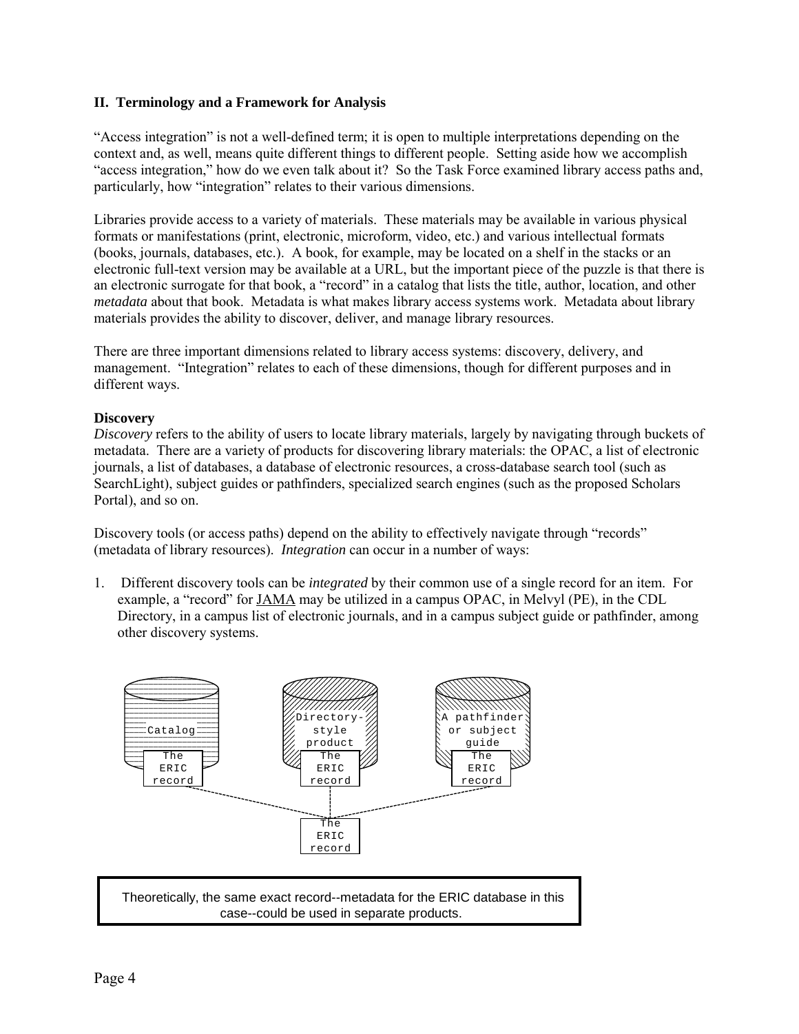## II. Terminology and a Framework for Analysis

"Access integration" is not a well-defined term; it is open to multiple interpretations depending on the context and, as well, means quite different things to different people. Setting aside how we accomplish "access integration," how do we even talk about it? So the Task Force examined library access paths and, particularly, how "integration" relates to their various dimensions.

Libraries provide access to a variety of materials. These materials may be available in various physical formats or manifestations (print, electronic, microform, video, etc.) and various intellectual formats (books, journals, databases, etc.). A book, for example, may be located on a shelf in the stacks or an electronic full-text version may be available at a URL, but the important piece of the puzzle is that there is an electronic surrogate for that book, a "record" in a catalog that lists the title, author, location, and other *metadata* about that book. Metadata is what makes library access systems work. Metadata about library materials provides the ability to discover, deliver, and manage library resources.

There are three important dimensions related to library access systems: discovery, delivery, and management. "Integration" relates to each of these dimensions, though for different purposes and in different ways.

**Discovery**

*Discovery* refers to the ability of users to locate library materials, largely by navigating through buckets of metadata. There are a variety of products for discovering library materials: the OPAC, a list of electronic journals, a list of databases, a database of electronic resources, a cross-database search tool (such as SearchLight), subject guides or pathfinders, specialized search engines (such as the proposed Scholars Portal), and so on.

Discovery tools (or access paths) depend on the ability to effectively navigate through "records" (metadata of library resources). *Integration* can occur in a number of ways:

1. Different discovery tools can be *integrated* by their common use of a single record for an item. For example, a "record" for JAMA may be utilized in a campus OPAC, in Melvyl (PE), in the CDL Directory, in a campus list of electronic journals, and in a campus subject guide or pathfinder, among other discovery systems.

Catalog — The ERIC record
Directory-style product — The ERIC record
A pathfinder or subject guide — The ERIC record
The ERIC record

Theoretically, the same exact record--metadata for the ERIC database in this case--could be used in separate products.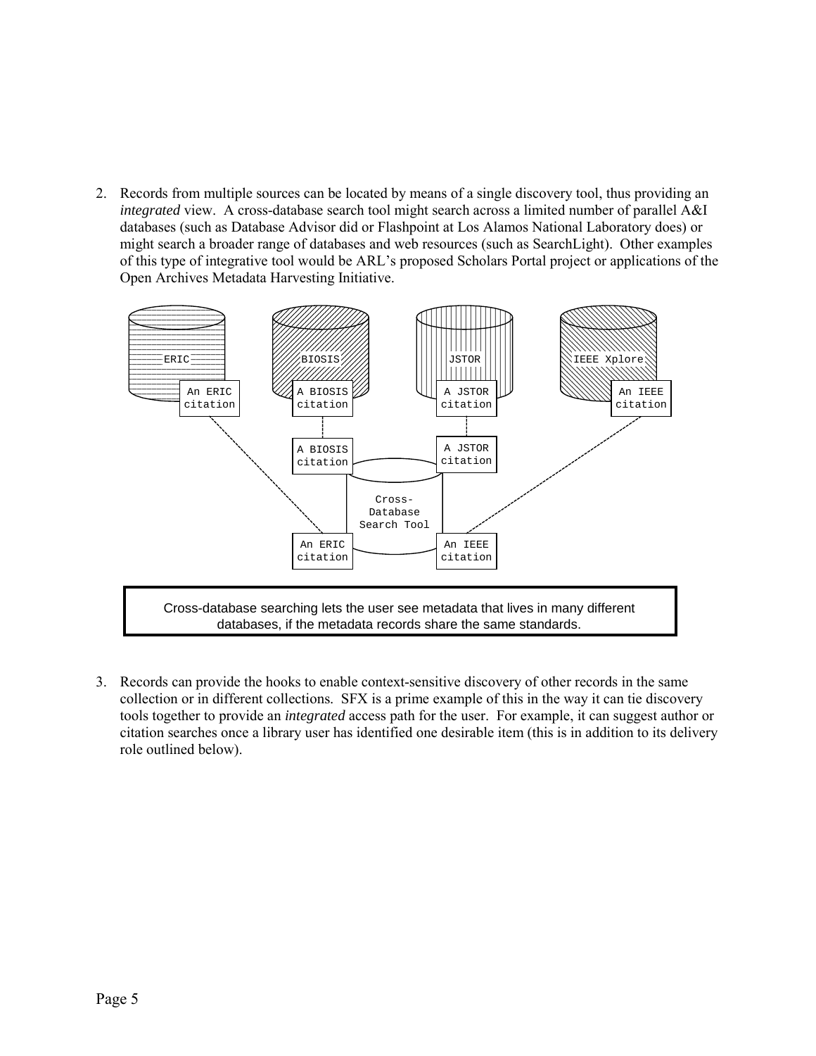2. Records from multiple sources can be located by means of a single discovery tool, thus providing an *integrated* view. A cross-database search tool might search across a limited number of parallel A&I databases (such as Database Advisor did or Flashpoint at Los Alamos National Laboratory does) or might search a broader range of databases and web resources (such as SearchLight). Other examples of this type of integrative tool would be ARL's proposed Scholars Portal project or applications of the Open Archives Metadata Harvesting Initiative.

ERIC | BIOSIS | JSTOR | IEEE Xplore

An ERIC citation | A BIOSIS citation | A JSTOR citation | An IEEE citation

A BIOSIS citation | A JSTOR citation

Cross-Database Search Tool

An ERIC citation | An IEEE citation

Cross-database searching lets the user see metadata that lives in many different databases, if the metadata records share the same standards.

3. Records can provide the hooks to enable context-sensitive discovery of other records in the same collection or in different collections. SFX is a prime example of this in the way it can tie discovery tools together to provide an *integrated* access path for the user. For example, it can suggest author or citation searches once a library user has identified one desirable item (this is in addition to its delivery role outlined below).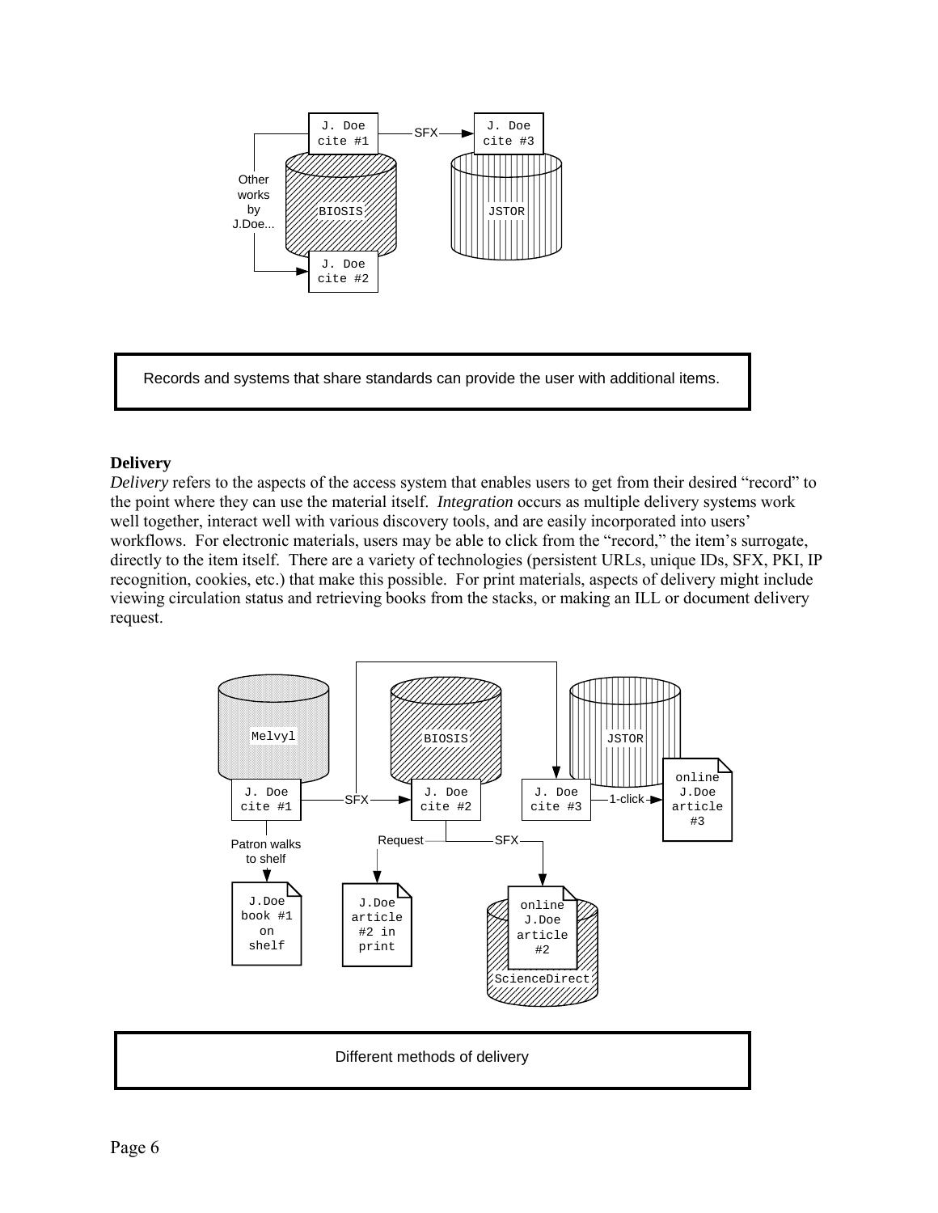Records and systems that share standards can provide the user with additional items.

**Delivery**

*Delivery* refers to the aspects of the access system that enables users to get from their desired "record" to the point where they can use the material itself. *Integration* occurs as multiple delivery systems work well together, interact well with various discovery tools, and are easily incorporated into users' workflows. For electronic materials, users may be able to click from the "record," the item's surrogate, directly to the item itself. There are a variety of technologies (persistent URLs, unique IDs, SFX, PKI, IP recognition, cookies, etc.) that make this possible. For print materials, aspects of delivery might include viewing circulation status and retrieving books from the stacks, or making an ILL or document delivery request.

Different methods of delivery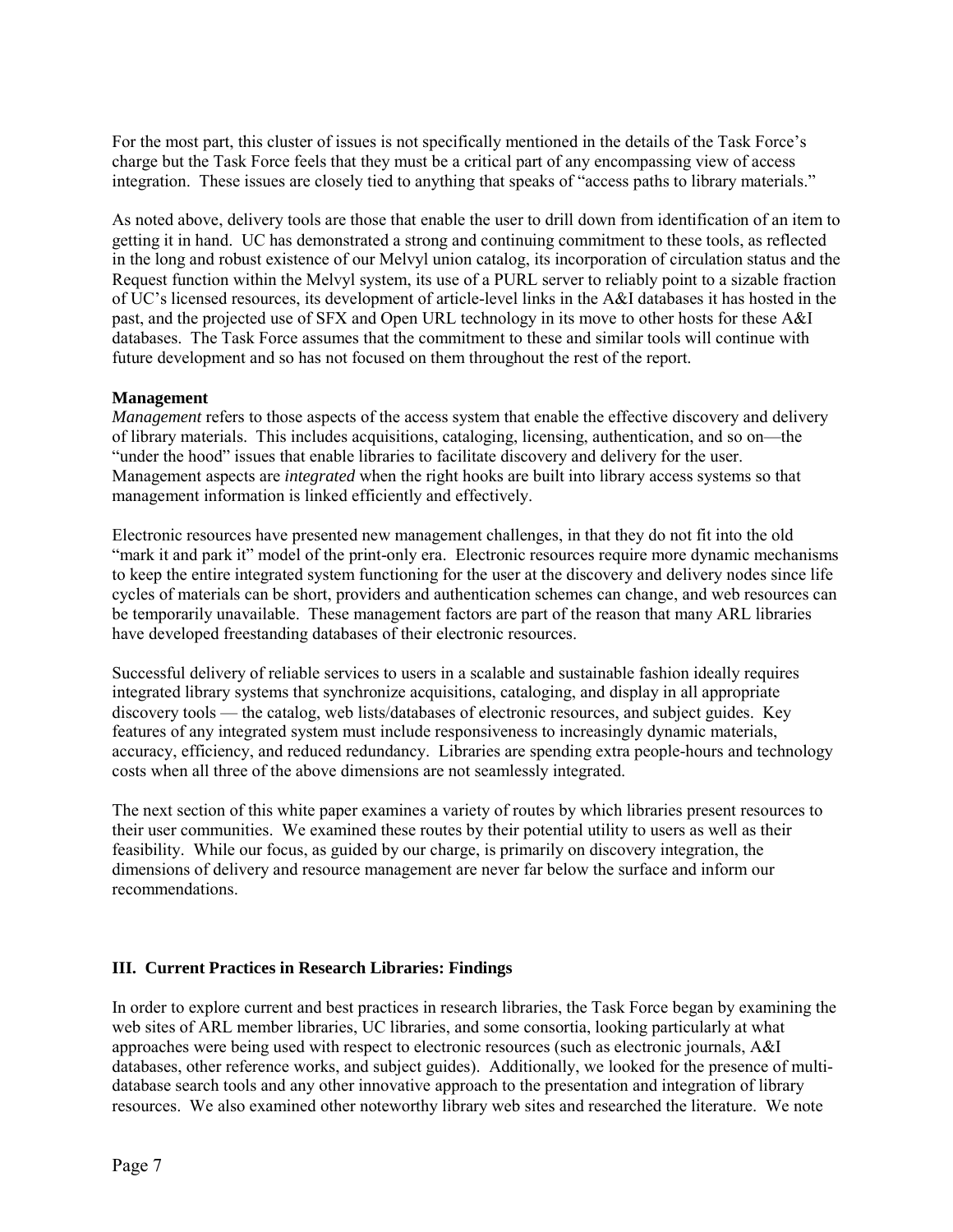For the most part, this cluster of issues is not specifically mentioned in the details of the Task Force's charge but the Task Force feels that they must be a critical part of any encompassing view of access integration. These issues are closely tied to anything that speaks of "access paths to library materials."

As noted above, delivery tools are those that enable the user to drill down from identification of an item to getting it in hand. UC has demonstrated a strong and continuing commitment to these tools, as reflected in the long and robust existence of our Melvyl union catalog, its incorporation of circulation status and the Request function within the Melvyl system, its use of a PURL server to reliably point to a sizable fraction of UC's licensed resources, its development of article-level links in the A&I databases it has hosted in the past, and the projected use of SFX and Open URL technology in its move to other hosts for these A&I databases. The Task Force assumes that the commitment to these and similar tools will continue with future development and so has not focused on them throughout the rest of the report.

**Management**

*Management* refers to those aspects of the access system that enable the effective discovery and delivery of library materials. This includes acquisitions, cataloging, licensing, authentication, and so on—the "under the hood" issues that enable libraries to facilitate discovery and delivery for the user. Management aspects are *integrated* when the right hooks are built into library access systems so that management information is linked efficiently and effectively.

Electronic resources have presented new management challenges, in that they do not fit into the old "mark it and park it" model of the print-only era. Electronic resources require more dynamic mechanisms to keep the entire integrated system functioning for the user at the discovery and delivery nodes since life cycles of materials can be short, providers and authentication schemes can change, and web resources can be temporarily unavailable. These management factors are part of the reason that many ARL libraries have developed freestanding databases of their electronic resources.

Successful delivery of reliable services to users in a scalable and sustainable fashion ideally requires integrated library systems that synchronize acquisitions, cataloging, and display in all appropriate discovery tools — the catalog, web lists/databases of electronic resources, and subject guides. Key features of any integrated system must include responsiveness to increasingly dynamic materials, accuracy, efficiency, and reduced redundancy. Libraries are spending extra people-hours and technology costs when all three of the above dimensions are not seamlessly integrated.

The next section of this white paper examines a variety of routes by which libraries present resources to their user communities. We examined these routes by their potential utility to users as well as their feasibility. While our focus, as guided by our charge, is primarily on discovery integration, the dimensions of delivery and resource management are never far below the surface and inform our recommendations.

## III. Current Practices in Research Libraries: Findings

In order to explore current and best practices in research libraries, the Task Force began by examining the web sites of ARL member libraries, UC libraries, and some consortia, looking particularly at what approaches were being used with respect to electronic resources (such as electronic journals, A&I databases, other reference works, and subject guides). Additionally, we looked for the presence of multi-database search tools and any other innovative approach to the presentation and integration of library resources. We also examined other noteworthy library web sites and researched the literature. We note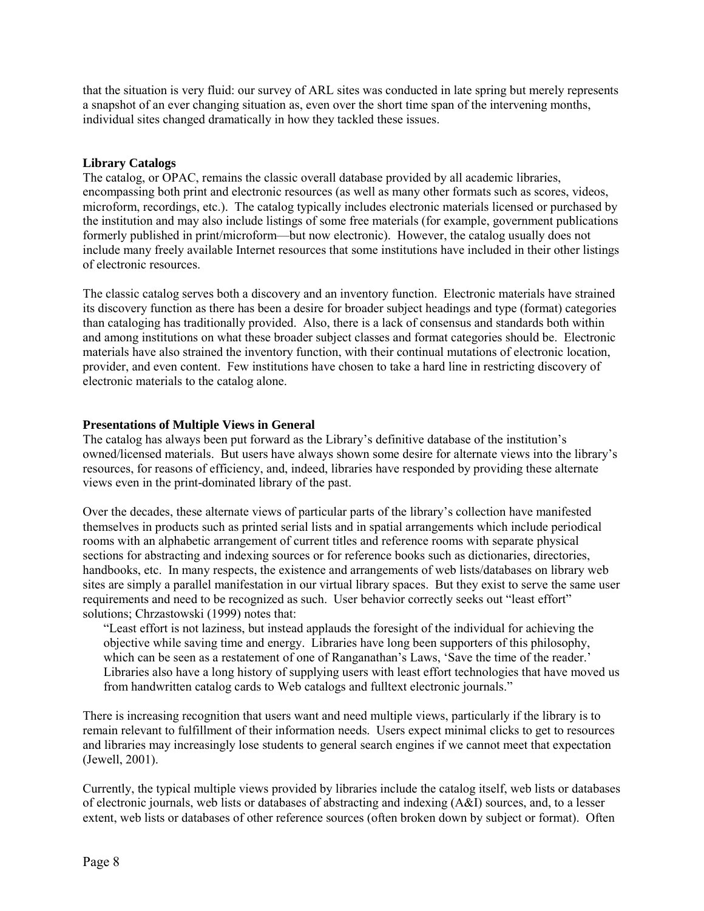that the situation is very fluid: our survey of ARL sites was conducted in late spring but merely represents a snapshot of an ever changing situation as, even over the short time span of the intervening months, individual sites changed dramatically in how they tackled these issues.

**Library Catalogs**

The catalog, or OPAC, remains the classic overall database provided by all academic libraries, encompassing both print and electronic resources (as well as many other formats such as scores, videos, microform, recordings, etc.). The catalog typically includes electronic materials licensed or purchased by the institution and may also include listings of some free materials (for example, government publications formerly published in print/microform—but now electronic). However, the catalog usually does not include many freely available Internet resources that some institutions have included in their other listings of electronic resources.

The classic catalog serves both a discovery and an inventory function. Electronic materials have strained its discovery function as there has been a desire for broader subject headings and type (format) categories than cataloging has traditionally provided. Also, there is a lack of consensus and standards both within and among institutions on what these broader subject classes and format categories should be. Electronic materials have also strained the inventory function, with their continual mutations of electronic location, provider, and even content. Few institutions have chosen to take a hard line in restricting discovery of electronic materials to the catalog alone.

**Presentations of Multiple Views in General**

The catalog has always been put forward as the Library's definitive database of the institution's owned/licensed materials. But users have always shown some desire for alternate views into the library's resources, for reasons of efficiency, and, indeed, libraries have responded by providing these alternate views even in the print-dominated library of the past.

Over the decades, these alternate views of particular parts of the library's collection have manifested themselves in products such as printed serial lists and in spatial arrangements which include periodical rooms with an alphabetic arrangement of current titles and reference rooms with separate physical sections for abstracting and indexing sources or for reference books such as dictionaries, directories, handbooks, etc. In many respects, the existence and arrangements of web lists/databases on library web sites are simply a parallel manifestation in our virtual library spaces. But they exist to serve the same user requirements and need to be recognized as such. User behavior correctly seeks out "least effort" solutions; Chrzastowski (1999) notes that:

> "Least effort is not laziness, but instead applauds the foresight of the individual for achieving the objective while saving time and energy. Libraries have long been supporters of this philosophy, which can be seen as a restatement of one of Ranganathan's Laws, 'Save the time of the reader.' Libraries also have a long history of supplying users with least effort technologies that have moved us from handwritten catalog cards to Web catalogs and fulltext electronic journals."

There is increasing recognition that users want and need multiple views, particularly if the library is to remain relevant to fulfillment of their information needs. Users expect minimal clicks to get to resources and libraries may increasingly lose students to general search engines if we cannot meet that expectation (Jewell, 2001).

Currently, the typical multiple views provided by libraries include the catalog itself, web lists or databases of electronic journals, web lists or databases of abstracting and indexing (A&I) sources, and, to a lesser extent, web lists or databases of other reference sources (often broken down by subject or format). Often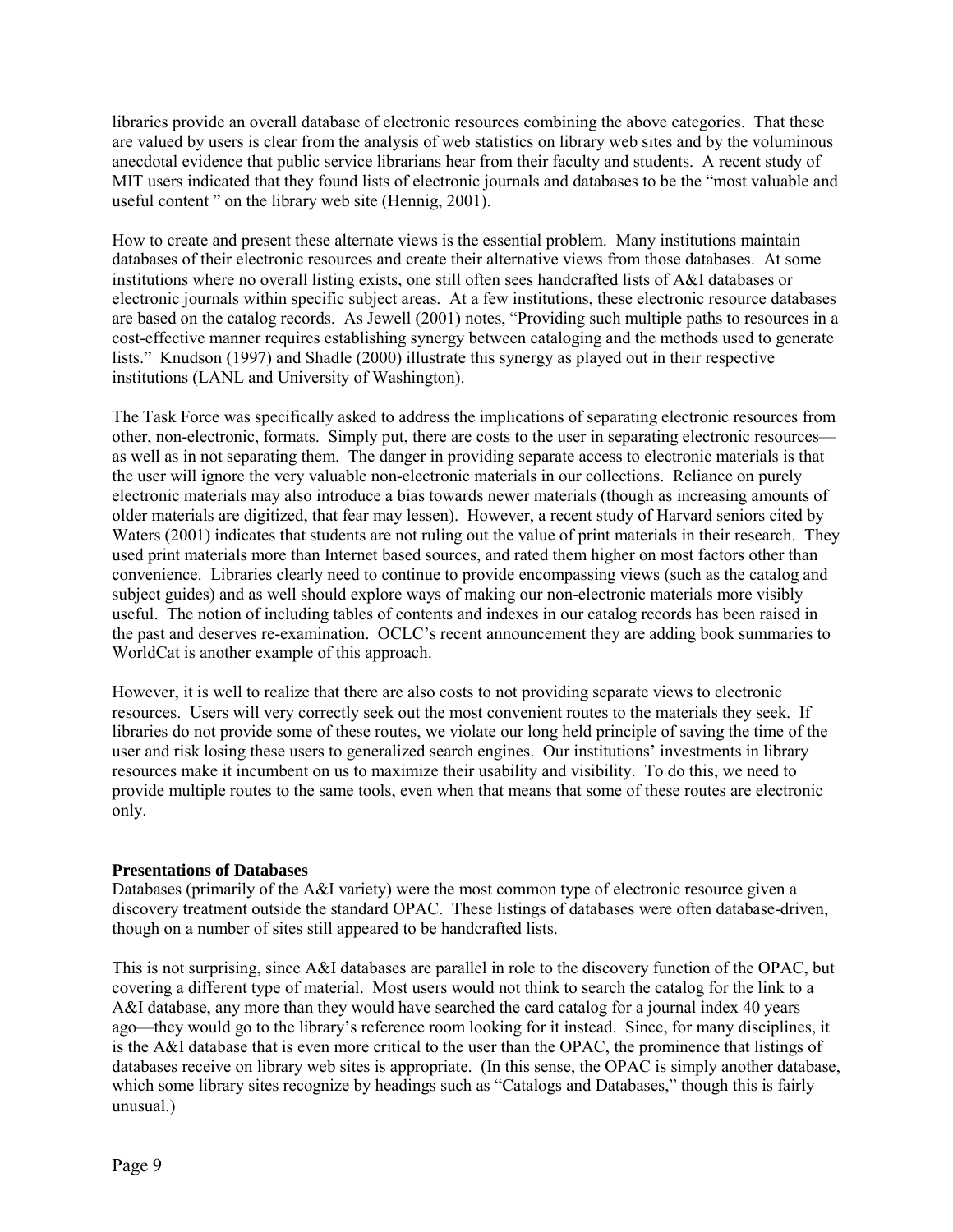libraries provide an overall database of electronic resources combining the above categories. That these are valued by users is clear from the analysis of web statistics on library web sites and by the voluminous anecdotal evidence that public service librarians hear from their faculty and students. A recent study of MIT users indicated that they found lists of electronic journals and databases to be the "most valuable and useful content " on the library web site (Hennig, 2001).

How to create and present these alternate views is the essential problem. Many institutions maintain databases of their electronic resources and create their alternative views from those databases. At some institutions where no overall listing exists, one still often sees handcrafted lists of A&I databases or electronic journals within specific subject areas. At a few institutions, these electronic resource databases are based on the catalog records. As Jewell (2001) notes, "Providing such multiple paths to resources in a cost-effective manner requires establishing synergy between cataloging and the methods used to generate lists." Knudson (1997) and Shadle (2000) illustrate this synergy as played out in their respective institutions (LANL and University of Washington).

The Task Force was specifically asked to address the implications of separating electronic resources from other, non-electronic, formats. Simply put, there are costs to the user in separating electronic resources—as well as in not separating them. The danger in providing separate access to electronic materials is that the user will ignore the very valuable non-electronic materials in our collections. Reliance on purely electronic materials may also introduce a bias towards newer materials (though as increasing amounts of older materials are digitized, that fear may lessen). However, a recent study of Harvard seniors cited by Waters (2001) indicates that students are not ruling out the value of print materials in their research. They used print materials more than Internet based sources, and rated them higher on most factors other than convenience. Libraries clearly need to continue to provide encompassing views (such as the catalog and subject guides) and as well should explore ways of making our non-electronic materials more visibly useful. The notion of including tables of contents and indexes in our catalog records has been raised in the past and deserves re-examination. OCLC's recent announcement they are adding book summaries to WorldCat is another example of this approach.

However, it is well to realize that there are also costs to not providing separate views to electronic resources. Users will very correctly seek out the most convenient routes to the materials they seek. If libraries do not provide some of these routes, we violate our long held principle of saving the time of the user and risk losing these users to generalized search engines. Our institutions' investments in library resources make it incumbent on us to maximize their usability and visibility. To do this, we need to provide multiple routes to the same tools, even when that means that some of these routes are electronic only.

**Presentations of Databases**

Databases (primarily of the A&I variety) were the most common type of electronic resource given a discovery treatment outside the standard OPAC. These listings of databases were often database-driven, though on a number of sites still appeared to be handcrafted lists.

This is not surprising, since A&I databases are parallel in role to the discovery function of the OPAC, but covering a different type of material. Most users would not think to search the catalog for the link to a A&I database, any more than they would have searched the card catalog for a journal index 40 years ago—they would go to the library's reference room looking for it instead. Since, for many disciplines, it is the A&I database that is even more critical to the user than the OPAC, the prominence that listings of databases receive on library web sites is appropriate. (In this sense, the OPAC is simply another database, which some library sites recognize by headings such as "Catalogs and Databases," though this is fairly unusual.)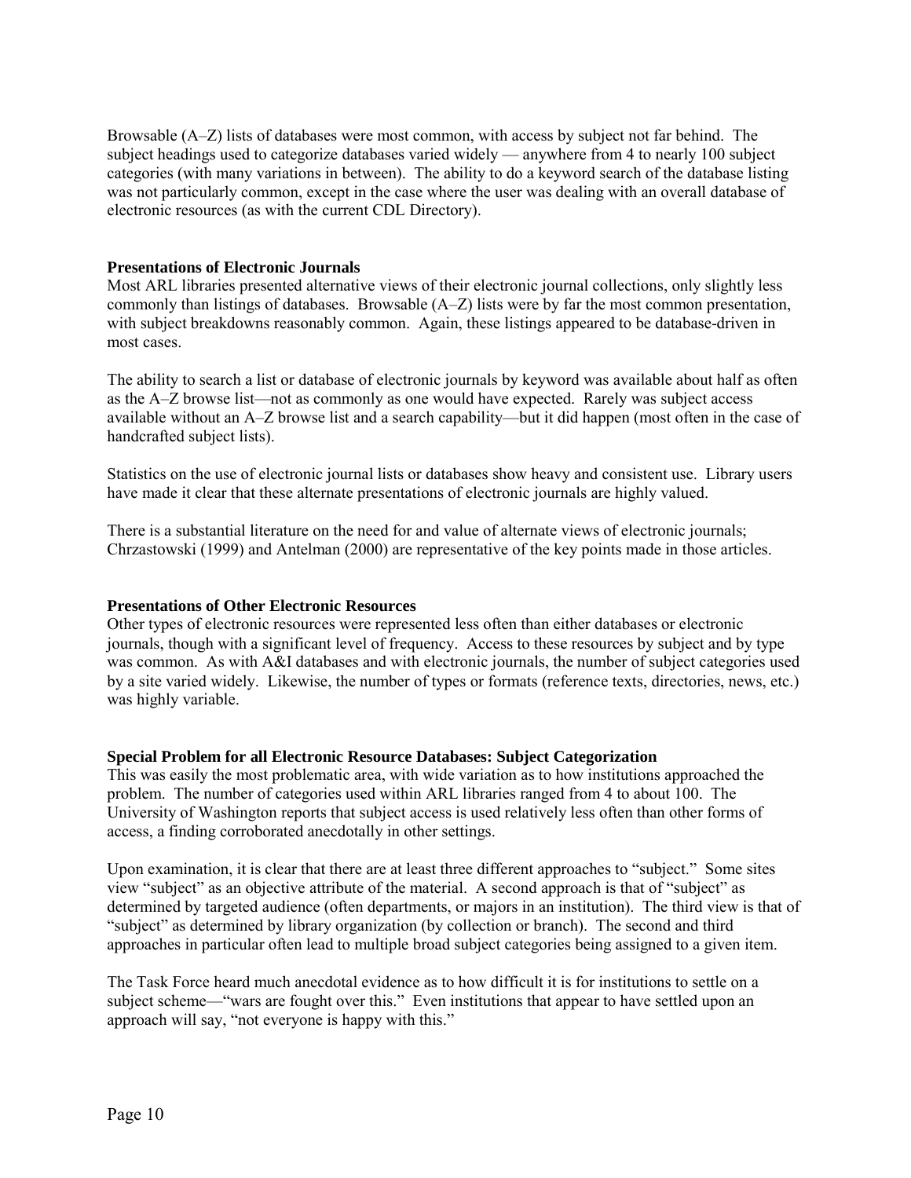Browsable (A–Z) lists of databases were most common, with access by subject not far behind. The subject headings used to categorize databases varied widely — anywhere from 4 to nearly 100 subject categories (with many variations in between). The ability to do a keyword search of the database listing was not particularly common, except in the case where the user was dealing with an overall database of electronic resources (as with the current CDL Directory).

**Presentations of Electronic Journals**

Most ARL libraries presented alternative views of their electronic journal collections, only slightly less commonly than listings of databases. Browsable (A–Z) lists were by far the most common presentation, with subject breakdowns reasonably common. Again, these listings appeared to be database-driven in most cases.

The ability to search a list or database of electronic journals by keyword was available about half as often as the A–Z browse list—not as commonly as one would have expected. Rarely was subject access available without an A–Z browse list and a search capability—but it did happen (most often in the case of handcrafted subject lists).

Statistics on the use of electronic journal lists or databases show heavy and consistent use. Library users have made it clear that these alternate presentations of electronic journals are highly valued.

There is a substantial literature on the need for and value of alternate views of electronic journals; Chrzastowski (1999) and Antelman (2000) are representative of the key points made in those articles.

**Presentations of Other Electronic Resources**

Other types of electronic resources were represented less often than either databases or electronic journals, though with a significant level of frequency. Access to these resources by subject and by type was common. As with A&I databases and with electronic journals, the number of subject categories used by a site varied widely. Likewise, the number of types or formats (reference texts, directories, news, etc.) was highly variable.

**Special Problem for all Electronic Resource Databases: Subject Categorization**

This was easily the most problematic area, with wide variation as to how institutions approached the problem. The number of categories used within ARL libraries ranged from 4 to about 100. The University of Washington reports that subject access is used relatively less often than other forms of access, a finding corroborated anecdotally in other settings.

Upon examination, it is clear that there are at least three different approaches to "subject." Some sites view "subject" as an objective attribute of the material. A second approach is that of "subject" as determined by targeted audience (often departments, or majors in an institution). The third view is that of "subject" as determined by library organization (by collection or branch). The second and third approaches in particular often lead to multiple broad subject categories being assigned to a given item.

The Task Force heard much anecdotal evidence as to how difficult it is for institutions to settle on a subject scheme—"wars are fought over this." Even institutions that appear to have settled upon an approach will say, "not everyone is happy with this."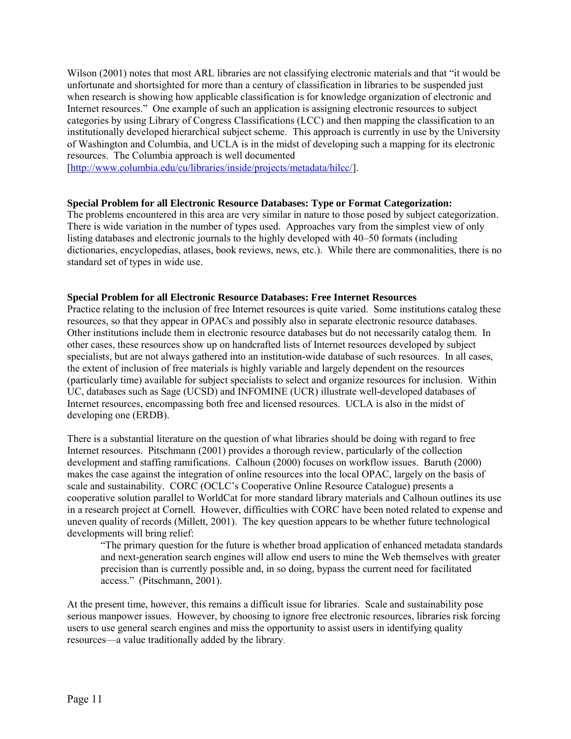Wilson (2001) notes that most ARL libraries are not classifying electronic materials and that "it would be unfortunate and shortsighted for more than a century of classification in libraries to be suspended just when research is showing how applicable classification is for knowledge organization of electronic and Internet resources." One example of such an application is assigning electronic resources to subject categories by using Library of Congress Classifications (LCC) and then mapping the classification to an institutionally developed hierarchical subject scheme. This approach is currently in use by the University of Washington and Columbia, and UCLA is in the midst of developing such a mapping for its electronic resources. The Columbia approach is well documented [http://www.columbia.edu/cu/libraries/inside/projects/metadata/hilcc/].

**Special Problem for all Electronic Resource Databases: Type or Format Categorization:**
The problems encountered in this area are very similar in nature to those posed by subject categorization. There is wide variation in the number of types used. Approaches vary from the simplest view of only listing databases and electronic journals to the highly developed with 40–50 formats (including dictionaries, encyclopedias, atlases, book reviews, news, etc.). While there are commonalities, there is no standard set of types in wide use.

**Special Problem for all Electronic Resource Databases: Free Internet Resources**
Practice relating to the inclusion of free Internet resources is quite varied. Some institutions catalog these resources, so that they appear in OPACs and possibly also in separate electronic resource databases. Other institutions include them in electronic resource databases but do not necessarily catalog them. In other cases, these resources show up on handcrafted lists of Internet resources developed by subject specialists, but are not always gathered into an institution-wide database of such resources. In all cases, the extent of inclusion of free materials is highly variable and largely dependent on the resources (particularly time) available for subject specialists to select and organize resources for inclusion. Within UC, databases such as Sage (UCSD) and INFOMINE (UCR) illustrate well-developed databases of Internet resources, encompassing both free and licensed resources. UCLA is also in the midst of developing one (ERDB).

There is a substantial literature on the question of what libraries should be doing with regard to free Internet resources. Pitschmann (2001) provides a thorough review, particularly of the collection development and staffing ramifications. Calhoun (2000) focuses on workflow issues. Baruth (2000) makes the case against the integration of online resources into the local OPAC, largely on the basis of scale and sustainability. CORC (OCLC's Cooperative Online Resource Catalogue) presents a cooperative solution parallel to WorldCat for more standard library materials and Calhoun outlines its use in a research project at Cornell. However, difficulties with CORC have been noted related to expense and uneven quality of records (Millett, 2001). The key question appears to be whether future technological developments will bring relief:

> "The primary question for the future is whether broad application of enhanced metadata standards and next-generation search engines will allow end users to mine the Web themselves with greater precision than is currently possible and, in so doing, bypass the current need for facilitated access." (Pitschmann, 2001).

At the present time, however, this remains a difficult issue for libraries. Scale and sustainability pose serious manpower issues. However, by choosing to ignore free electronic resources, libraries risk forcing users to use general search engines and miss the opportunity to assist users in identifying quality resources—a value traditionally added by the library.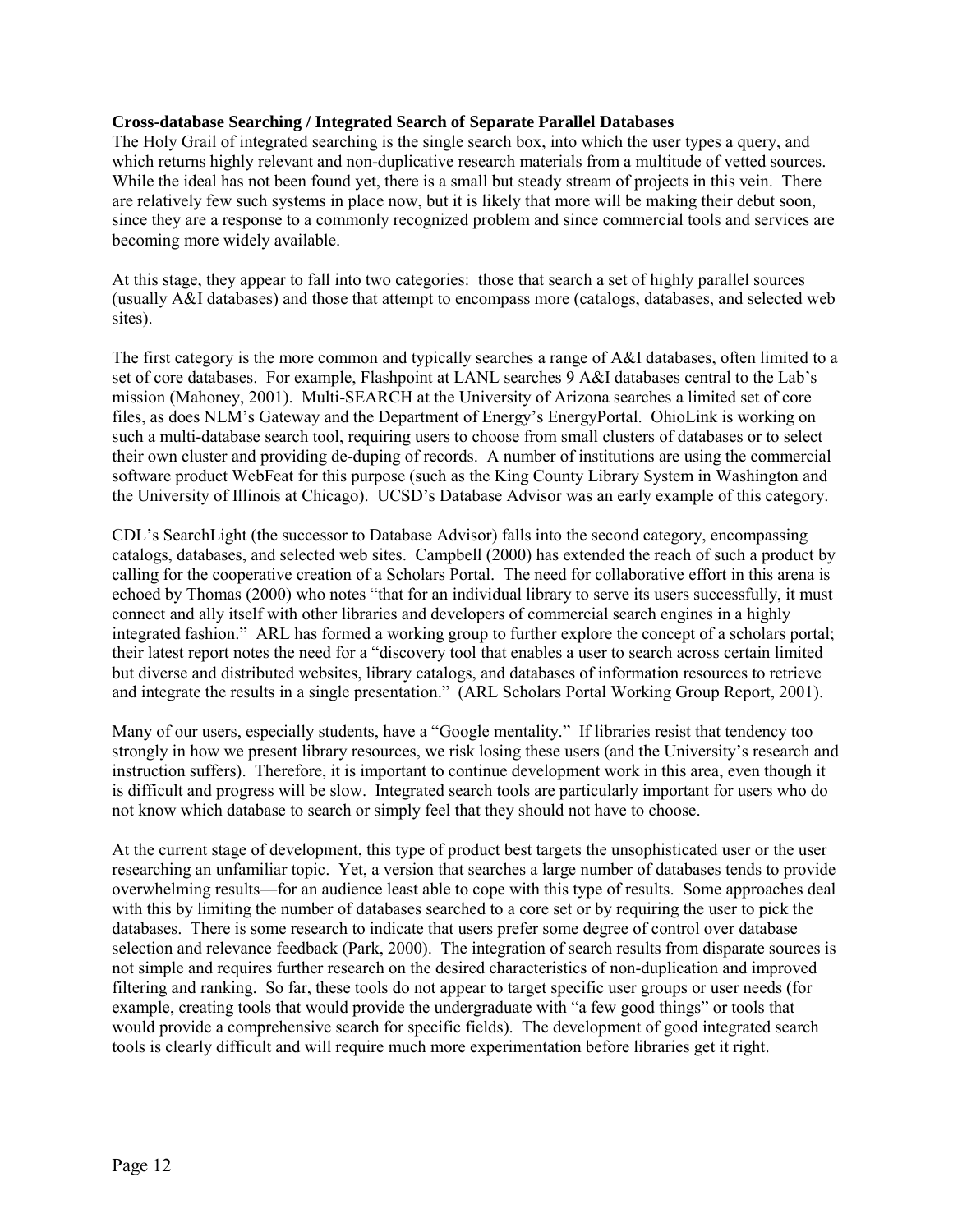**Cross-database Searching / Integrated Search of Separate Parallel Databases**

The Holy Grail of integrated searching is the single search box, into which the user types a query, and which returns highly relevant and non-duplicative research materials from a multitude of vetted sources. While the ideal has not been found yet, there is a small but steady stream of projects in this vein. There are relatively few such systems in place now, but it is likely that more will be making their debut soon, since they are a response to a commonly recognized problem and since commercial tools and services are becoming more widely available.

At this stage, they appear to fall into two categories: those that search a set of highly parallel sources (usually A&I databases) and those that attempt to encompass more (catalogs, databases, and selected web sites).

The first category is the more common and typically searches a range of A&I databases, often limited to a set of core databases. For example, Flashpoint at LANL searches 9 A&I databases central to the Lab's mission (Mahoney, 2001). Multi-SEARCH at the University of Arizona searches a limited set of core files, as does NLM's Gateway and the Department of Energy's EnergyPortal. OhioLink is working on such a multi-database search tool, requiring users to choose from small clusters of databases or to select their own cluster and providing de-duping of records. A number of institutions are using the commercial software product WebFeat for this purpose (such as the King County Library System in Washington and the University of Illinois at Chicago). UCSD's Database Advisor was an early example of this category.

CDL's SearchLight (the successor to Database Advisor) falls into the second category, encompassing catalogs, databases, and selected web sites. Campbell (2000) has extended the reach of such a product by calling for the cooperative creation of a Scholars Portal. The need for collaborative effort in this arena is echoed by Thomas (2000) who notes "that for an individual library to serve its users successfully, it must connect and ally itself with other libraries and developers of commercial search engines in a highly integrated fashion." ARL has formed a working group to further explore the concept of a scholars portal; their latest report notes the need for a "discovery tool that enables a user to search across certain limited but diverse and distributed websites, library catalogs, and databases of information resources to retrieve and integrate the results in a single presentation." (ARL Scholars Portal Working Group Report, 2001).

Many of our users, especially students, have a "Google mentality." If libraries resist that tendency too strongly in how we present library resources, we risk losing these users (and the University's research and instruction suffers). Therefore, it is important to continue development work in this area, even though it is difficult and progress will be slow. Integrated search tools are particularly important for users who do not know which database to search or simply feel that they should not have to choose.

At the current stage of development, this type of product best targets the unsophisticated user or the user researching an unfamiliar topic. Yet, a version that searches a large number of databases tends to provide overwhelming results—for an audience least able to cope with this type of results. Some approaches deal with this by limiting the number of databases searched to a core set or by requiring the user to pick the databases. There is some research to indicate that users prefer some degree of control over database selection and relevance feedback (Park, 2000). The integration of search results from disparate sources is not simple and requires further research on the desired characteristics of non-duplication and improved filtering and ranking. So far, these tools do not appear to target specific user groups or user needs (for example, creating tools that would provide the undergraduate with "a few good things" or tools that would provide a comprehensive search for specific fields). The development of good integrated search tools is clearly difficult and will require much more experimentation before libraries get it right.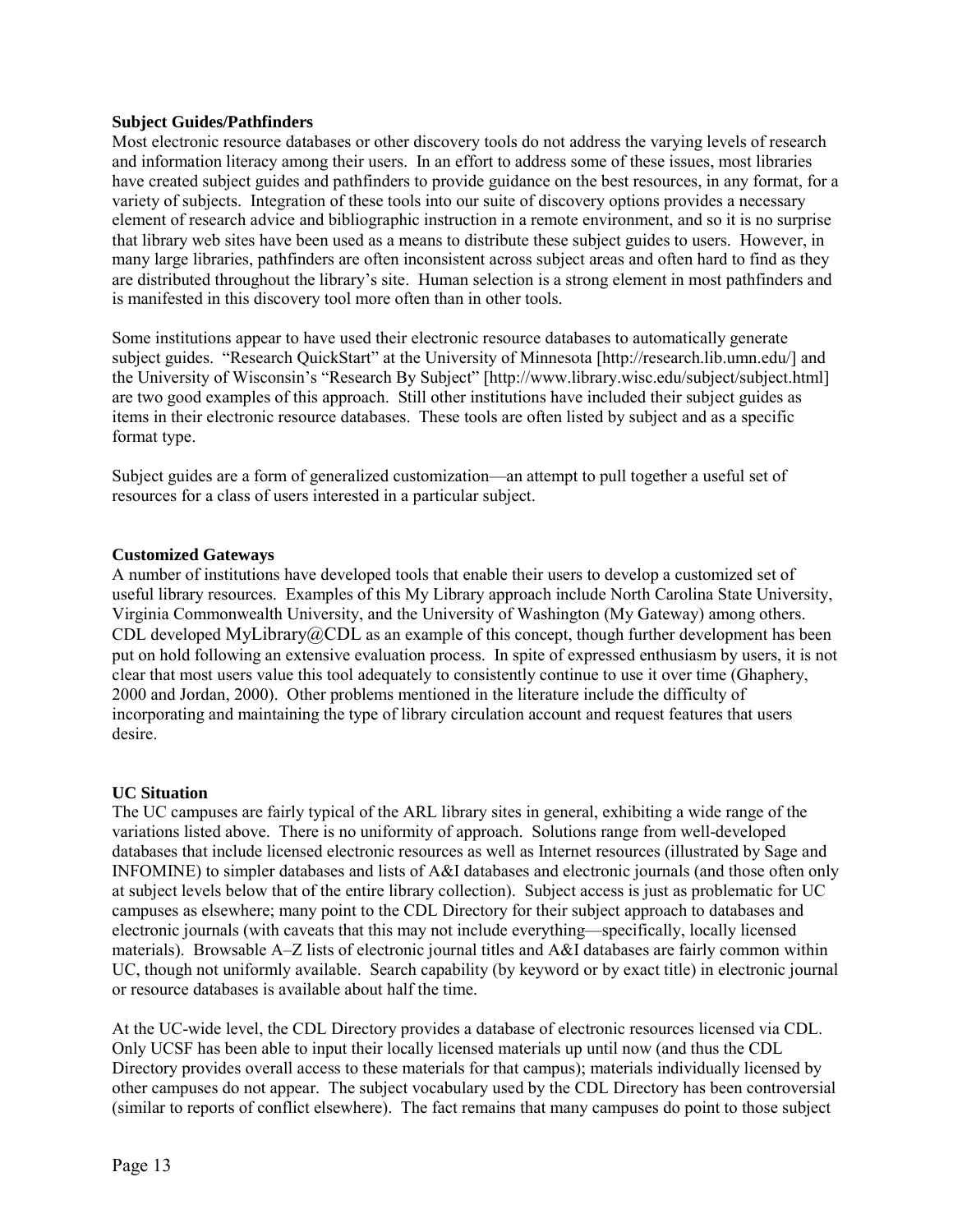**Subject Guides/Pathfinders**

Most electronic resource databases or other discovery tools do not address the varying levels of research and information literacy among their users. In an effort to address some of these issues, most libraries have created subject guides and pathfinders to provide guidance on the best resources, in any format, for a variety of subjects. Integration of these tools into our suite of discovery options provides a necessary element of research advice and bibliographic instruction in a remote environment, and so it is no surprise that library web sites have been used as a means to distribute these subject guides to users. However, in many large libraries, pathfinders are often inconsistent across subject areas and often hard to find as they are distributed throughout the library's site. Human selection is a strong element in most pathfinders and is manifested in this discovery tool more often than in other tools.

Some institutions appear to have used their electronic resource databases to automatically generate subject guides. "Research QuickStart" at the University of Minnesota [http://research.lib.umn.edu/] and the University of Wisconsin's "Research By Subject" [http://www.library.wisc.edu/subject/subject.html] are two good examples of this approach. Still other institutions have included their subject guides as items in their electronic resource databases. These tools are often listed by subject and as a specific format type.

Subject guides are a form of generalized customization—an attempt to pull together a useful set of resources for a class of users interested in a particular subject.

**Customized Gateways**

A number of institutions have developed tools that enable their users to develop a customized set of useful library resources. Examples of this My Library approach include North Carolina State University, Virginia Commonwealth University, and the University of Washington (My Gateway) among others. CDL developed MyLibrary@CDL as an example of this concept, though further development has been put on hold following an extensive evaluation process. In spite of expressed enthusiasm by users, it is not clear that most users value this tool adequately to consistently continue to use it over time (Ghaphery, 2000 and Jordan, 2000). Other problems mentioned in the literature include the difficulty of incorporating and maintaining the type of library circulation account and request features that users desire.

**UC Situation**

The UC campuses are fairly typical of the ARL library sites in general, exhibiting a wide range of the variations listed above. There is no uniformity of approach. Solutions range from well-developed databases that include licensed electronic resources as well as Internet resources (illustrated by Sage and INFOMINE) to simpler databases and lists of A&I databases and electronic journals (and those often only at subject levels below that of the entire library collection). Subject access is just as problematic for UC campuses as elsewhere; many point to the CDL Directory for their subject approach to databases and electronic journals (with caveats that this may not include everything—specifically, locally licensed materials). Browsable A–Z lists of electronic journal titles and A&I databases are fairly common within UC, though not uniformly available. Search capability (by keyword or by exact title) in electronic journal or resource databases is available about half the time.

At the UC-wide level, the CDL Directory provides a database of electronic resources licensed via CDL. Only UCSF has been able to input their locally licensed materials up until now (and thus the CDL Directory provides overall access to these materials for that campus); materials individually licensed by other campuses do not appear. The subject vocabulary used by the CDL Directory has been controversial (similar to reports of conflict elsewhere). The fact remains that many campuses do point to those subject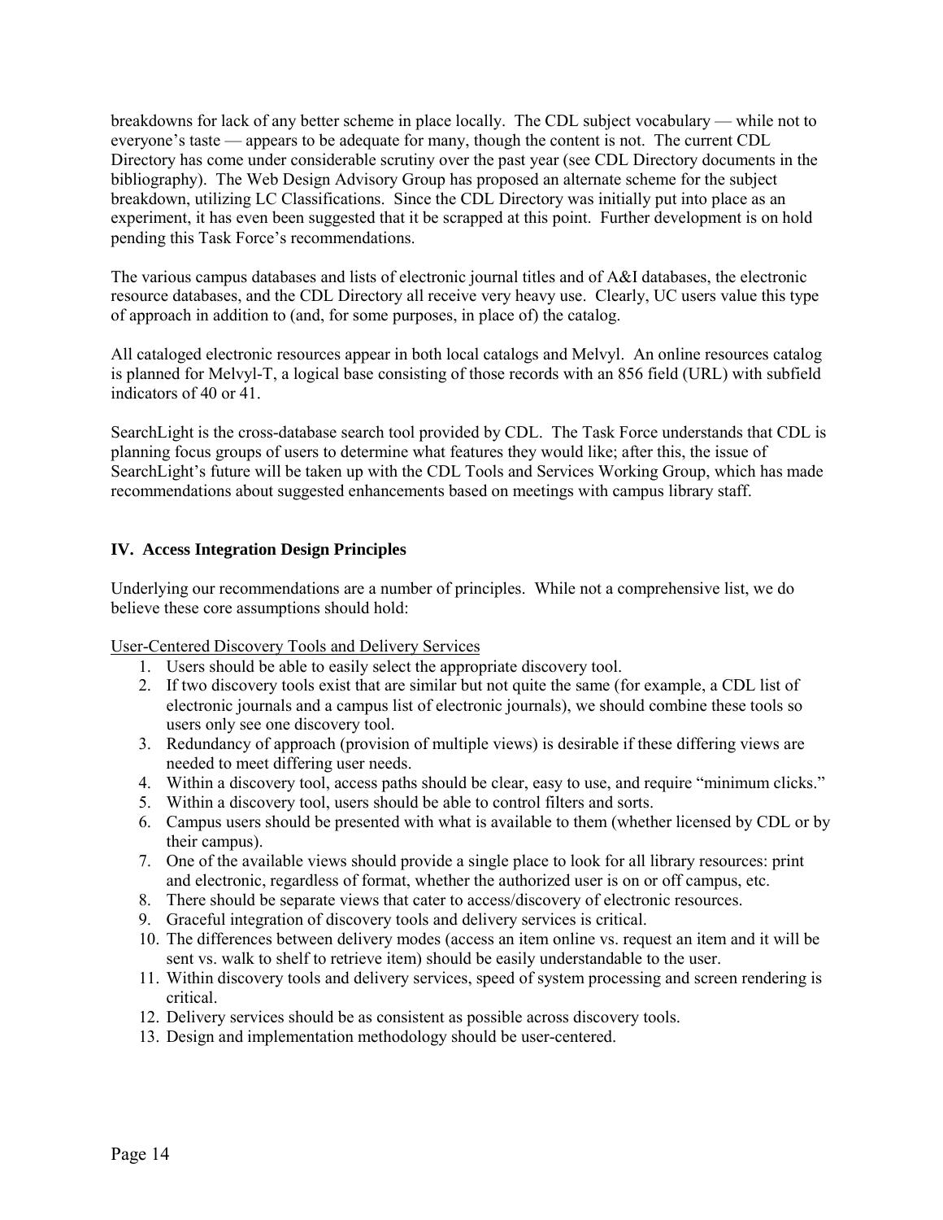breakdowns for lack of any better scheme in place locally. The CDL subject vocabulary — while not to everyone's taste — appears to be adequate for many, though the content is not. The current CDL Directory has come under considerable scrutiny over the past year (see CDL Directory documents in the bibliography). The Web Design Advisory Group has proposed an alternate scheme for the subject breakdown, utilizing LC Classifications. Since the CDL Directory was initially put into place as an experiment, it has even been suggested that it be scrapped at this point. Further development is on hold pending this Task Force's recommendations.

The various campus databases and lists of electronic journal titles and of A&I databases, the electronic resource databases, and the CDL Directory all receive very heavy use. Clearly, UC users value this type of approach in addition to (and, for some purposes, in place of) the catalog.

All cataloged electronic resources appear in both local catalogs and Melvyl. An online resources catalog is planned for Melvyl-T, a logical base consisting of those records with an 856 field (URL) with subfield indicators of 40 or 41.

SearchLight is the cross-database search tool provided by CDL. The Task Force understands that CDL is planning focus groups of users to determine what features they would like; after this, the issue of SearchLight's future will be taken up with the CDL Tools and Services Working Group, which has made recommendations about suggested enhancements based on meetings with campus library staff.

## IV. Access Integration Design Principles

Underlying our recommendations are a number of principles. While not a comprehensive list, we do believe these core assumptions should hold:

<u>User-Centered Discovery Tools and Delivery Services</u>

1. Users should be able to easily select the appropriate discovery tool.
2. If two discovery tools exist that are similar but not quite the same (for example, a CDL list of electronic journals and a campus list of electronic journals), we should combine these tools so users only see one discovery tool.
3. Redundancy of approach (provision of multiple views) is desirable if these differing views are needed to meet differing user needs.
4. Within a discovery tool, access paths should be clear, easy to use, and require "minimum clicks."
5. Within a discovery tool, users should be able to control filters and sorts.
6. Campus users should be presented with what is available to them (whether licensed by CDL or by their campus).
7. One of the available views should provide a single place to look for all library resources: print and electronic, regardless of format, whether the authorized user is on or off campus, etc.
8. There should be separate views that cater to access/discovery of electronic resources.
9. Graceful integration of discovery tools and delivery services is critical.
10. The differences between delivery modes (access an item online vs. request an item and it will be sent vs. walk to shelf to retrieve item) should be easily understandable to the user.
11. Within discovery tools and delivery services, speed of system processing and screen rendering is critical.
12. Delivery services should be as consistent as possible across discovery tools.
13. Design and implementation methodology should be user-centered.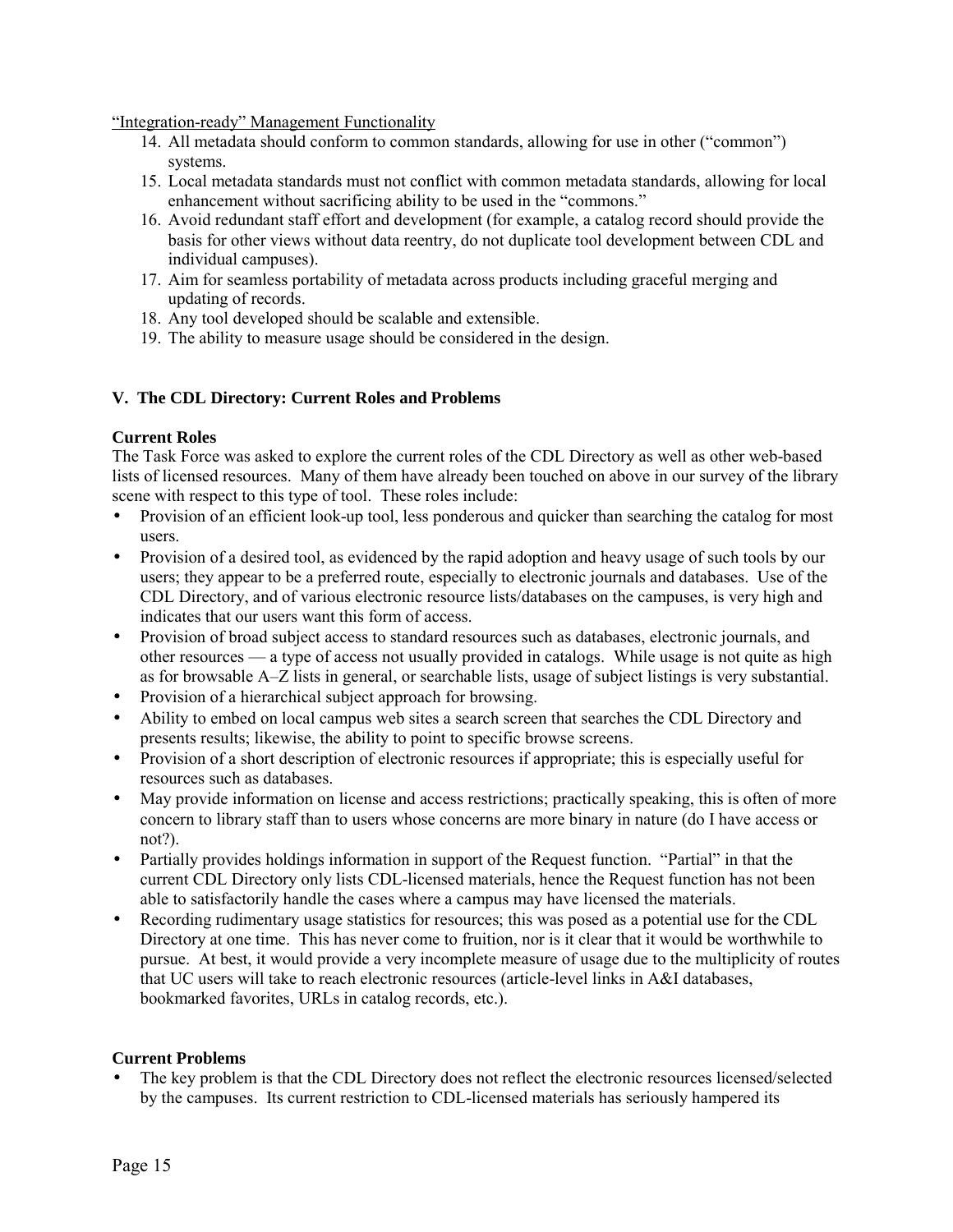"Integration-ready" Management Functionality

14. All metadata should conform to common standards, allowing for use in other ("common") systems.
15. Local metadata standards must not conflict with common metadata standards, allowing for local enhancement without sacrificing ability to be used in the "commons."
16. Avoid redundant staff effort and development (for example, a catalog record should provide the basis for other views without data reentry, do not duplicate tool development between CDL and individual campuses).
17. Aim for seamless portability of metadata across products including graceful merging and updating of records.
18. Any tool developed should be scalable and extensible.
19. The ability to measure usage should be considered in the design.

## V. The CDL Directory: Current Roles and Problems

### Current Roles

The Task Force was asked to explore the current roles of the CDL Directory as well as other web-based lists of licensed resources. Many of them have already been touched on above in our survey of the library scene with respect to this type of tool. These roles include:

- Provision of an efficient look-up tool, less ponderous and quicker than searching the catalog for most users.
- Provision of a desired tool, as evidenced by the rapid adoption and heavy usage of such tools by our users; they appear to be a preferred route, especially to electronic journals and databases. Use of the CDL Directory, and of various electronic resource lists/databases on the campuses, is very high and indicates that our users want this form of access.
- Provision of broad subject access to standard resources such as databases, electronic journals, and other resources — a type of access not usually provided in catalogs. While usage is not quite as high as for browsable A–Z lists in general, or searchable lists, usage of subject listings is very substantial.
- Provision of a hierarchical subject approach for browsing.
- Ability to embed on local campus web sites a search screen that searches the CDL Directory and presents results; likewise, the ability to point to specific browse screens.
- Provision of a short description of electronic resources if appropriate; this is especially useful for resources such as databases.
- May provide information on license and access restrictions; practically speaking, this is often of more concern to library staff than to users whose concerns are more binary in nature (do I have access or not?).
- Partially provides holdings information in support of the Request function. "Partial" in that the current CDL Directory only lists CDL-licensed materials, hence the Request function has not been able to satisfactorily handle the cases where a campus may have licensed the materials.
- Recording rudimentary usage statistics for resources; this was posed as a potential use for the CDL Directory at one time. This has never come to fruition, nor is it clear that it would be worthwhile to pursue. At best, it would provide a very incomplete measure of usage due to the multiplicity of routes that UC users will take to reach electronic resources (article-level links in A&I databases, bookmarked favorites, URLs in catalog records, etc.).

### Current Problems

- The key problem is that the CDL Directory does not reflect the electronic resources licensed/selected by the campuses. Its current restriction to CDL-licensed materials has seriously hampered its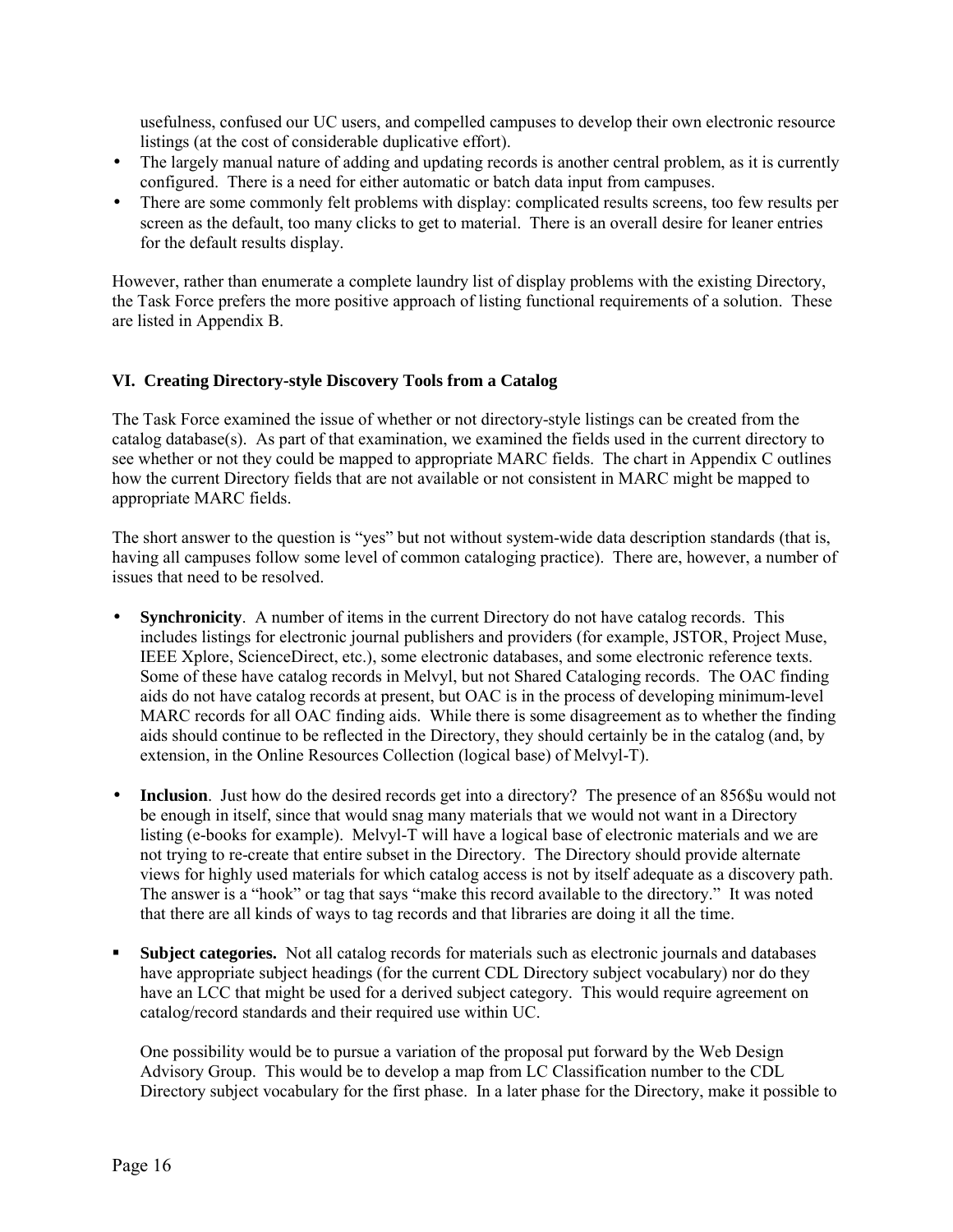usefulness, confused our UC users, and compelled campuses to develop their own electronic resource listings (at the cost of considerable duplicative effort).

- The largely manual nature of adding and updating records is another central problem, as it is currently configured. There is a need for either automatic or batch data input from campuses.
- There are some commonly felt problems with display: complicated results screens, too few results per screen as the default, too many clicks to get to material. There is an overall desire for leaner entries for the default results display.

However, rather than enumerate a complete laundry list of display problems with the existing Directory, the Task Force prefers the more positive approach of listing functional requirements of a solution. These are listed in Appendix B.

## VI. Creating Directory-style Discovery Tools from a Catalog

The Task Force examined the issue of whether or not directory-style listings can be created from the catalog database(s). As part of that examination, we examined the fields used in the current directory to see whether or not they could be mapped to appropriate MARC fields. The chart in Appendix C outlines how the current Directory fields that are not available or not consistent in MARC might be mapped to appropriate MARC fields.

The short answer to the question is "yes" but not without system-wide data description standards (that is, having all campuses follow some level of common cataloging practice). There are, however, a number of issues that need to be resolved.

- **Synchronicity**. A number of items in the current Directory do not have catalog records. This includes listings for electronic journal publishers and providers (for example, JSTOR, Project Muse, IEEE Xplore, ScienceDirect, etc.), some electronic databases, and some electronic reference texts. Some of these have catalog records in Melvyl, but not Shared Cataloging records. The OAC finding aids do not have catalog records at present, but OAC is in the process of developing minimum-level MARC records for all OAC finding aids. While there is some disagreement as to whether the finding aids should continue to be reflected in the Directory, they should certainly be in the catalog (and, by extension, in the Online Resources Collection (logical base) of Melvyl-T).

- **Inclusion**. Just how do the desired records get into a directory? The presence of an 856$u would not be enough in itself, since that would snag many materials that we would not want in a Directory listing (e-books for example). Melvyl-T will have a logical base of electronic materials and we are not trying to re-create that entire subset in the Directory. The Directory should provide alternate views for highly used materials for which catalog access is not by itself adequate as a discovery path. The answer is a "hook" or tag that says "make this record available to the directory." It was noted that there are all kinds of ways to tag records and that libraries are doing it all the time.

- **Subject categories.** Not all catalog records for materials such as electronic journals and databases have appropriate subject headings (for the current CDL Directory subject vocabulary) nor do they have an LCC that might be used for a derived subject category. This would require agreement on catalog/record standards and their required use within UC.

  One possibility would be to pursue a variation of the proposal put forward by the Web Design Advisory Group. This would be to develop a map from LC Classification number to the CDL Directory subject vocabulary for the first phase. In a later phase for the Directory, make it possible to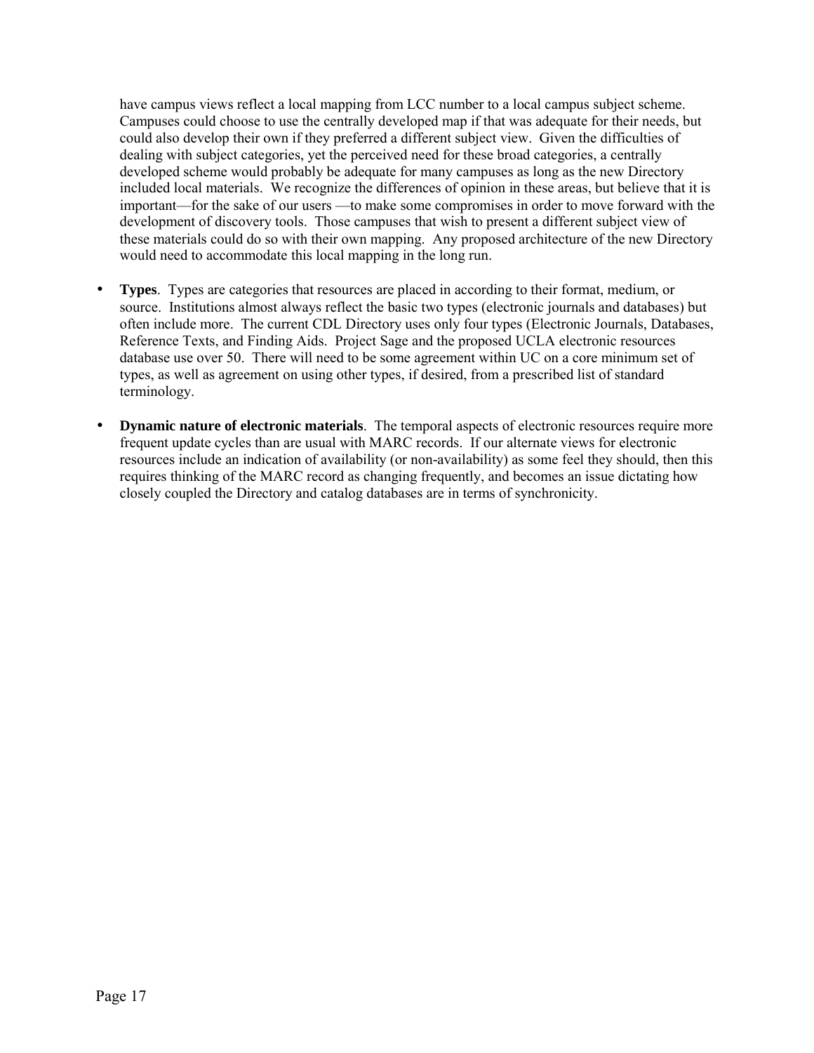have campus views reflect a local mapping from LCC number to a local campus subject scheme. Campuses could choose to use the centrally developed map if that was adequate for their needs, but could also develop their own if they preferred a different subject view. Given the difficulties of dealing with subject categories, yet the perceived need for these broad categories, a centrally developed scheme would probably be adequate for many campuses as long as the new Directory included local materials. We recognize the differences of opinion in these areas, but believe that it is important—for the sake of our users —to make some compromises in order to move forward with the development of discovery tools. Those campuses that wish to present a different subject view of these materials could do so with their own mapping. Any proposed architecture of the new Directory would need to accommodate this local mapping in the long run.

- **Types**. Types are categories that resources are placed in according to their format, medium, or source. Institutions almost always reflect the basic two types (electronic journals and databases) but often include more. The current CDL Directory uses only four types (Electronic Journals, Databases, Reference Texts, and Finding Aids. Project Sage and the proposed UCLA electronic resources database use over 50. There will need to be some agreement within UC on a core minimum set of types, as well as agreement on using other types, if desired, from a prescribed list of standard terminology.

- **Dynamic nature of electronic materials**. The temporal aspects of electronic resources require more frequent update cycles than are usual with MARC records. If our alternate views for electronic resources include an indication of availability (or non-availability) as some feel they should, then this requires thinking of the MARC record as changing frequently, and becomes an issue dictating how closely coupled the Directory and catalog databases are in terms of synchronicity.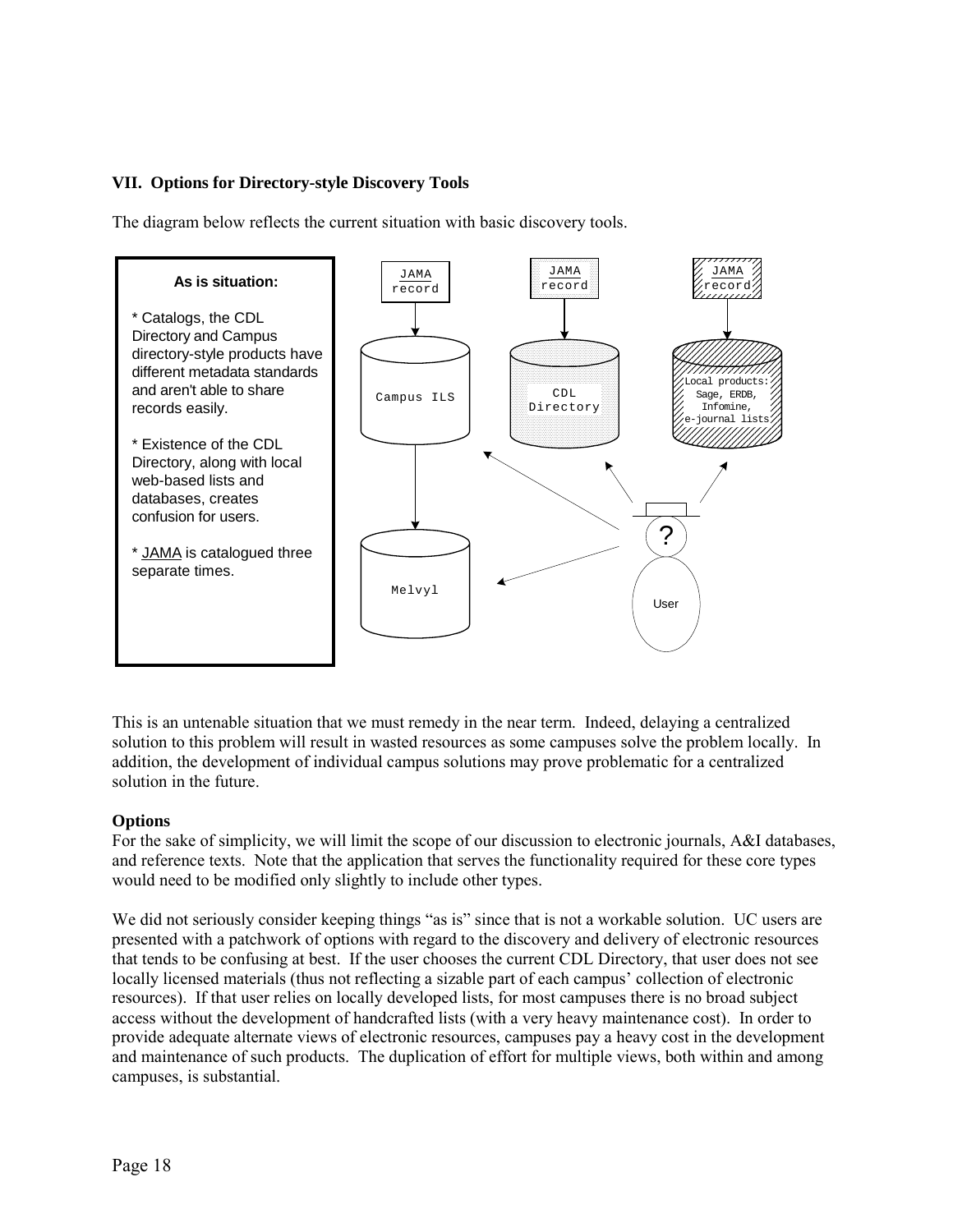### VII. Options for Directory-style Discovery Tools

The diagram below reflects the current situation with basic discovery tools.

**As is situation:**

* Catalogs, the CDL Directory and Campus directory-style products have different metadata standards and aren't able to share records easily.

* Existence of the CDL Directory, along with local web-based lists and databases, creates confusion for users.

* JAMA is catalogued three separate times.

This is an untenable situation that we must remedy in the near term. Indeed, delaying a centralized solution to this problem will result in wasted resources as some campuses solve the problem locally. In addition, the development of individual campus solutions may prove problematic for a centralized solution in the future.

**Options**

For the sake of simplicity, we will limit the scope of our discussion to electronic journals, A&I databases, and reference texts. Note that the application that serves the functionality required for these core types would need to be modified only slightly to include other types.

We did not seriously consider keeping things "as is" since that is not a workable solution. UC users are presented with a patchwork of options with regard to the discovery and delivery of electronic resources that tends to be confusing at best. If the user chooses the current CDL Directory, that user does not see locally licensed materials (thus not reflecting a sizable part of each campus' collection of electronic resources). If that user relies on locally developed lists, for most campuses there is no broad subject access without the development of handcrafted lists (with a very heavy maintenance cost). In order to provide adequate alternate views of electronic resources, campuses pay a heavy cost in the development and maintenance of such products. The duplication of effort for multiple views, both within and among campuses, is substantial.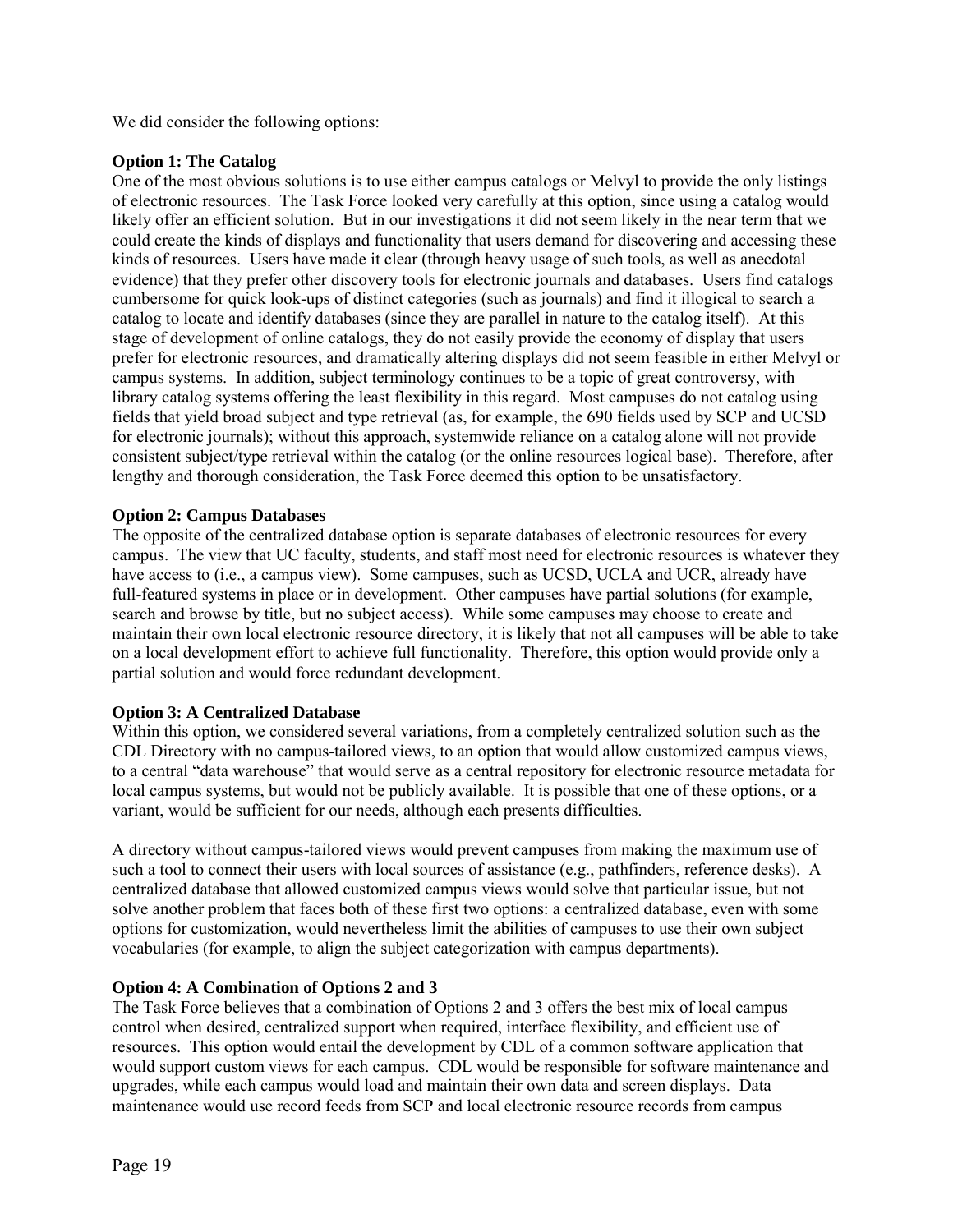We did consider the following options:

**Option 1: The Catalog**
One of the most obvious solutions is to use either campus catalogs or Melvyl to provide the only listings of electronic resources. The Task Force looked very carefully at this option, since using a catalog would likely offer an efficient solution. But in our investigations it did not seem likely in the near term that we could create the kinds of displays and functionality that users demand for discovering and accessing these kinds of resources. Users have made it clear (through heavy usage of such tools, as well as anecdotal evidence) that they prefer other discovery tools for electronic journals and databases. Users find catalogs cumbersome for quick look-ups of distinct categories (such as journals) and find it illogical to search a catalog to locate and identify databases (since they are parallel in nature to the catalog itself). At this stage of development of online catalogs, they do not easily provide the economy of display that users prefer for electronic resources, and dramatically altering displays did not seem feasible in either Melvyl or campus systems. In addition, subject terminology continues to be a topic of great controversy, with library catalog systems offering the least flexibility in this regard. Most campuses do not catalog using fields that yield broad subject and type retrieval (as, for example, the 690 fields used by SCP and UCSD for electronic journals); without this approach, systemwide reliance on a catalog alone will not provide consistent subject/type retrieval within the catalog (or the online resources logical base). Therefore, after lengthy and thorough consideration, the Task Force deemed this option to be unsatisfactory.

**Option 2: Campus Databases**
The opposite of the centralized database option is separate databases of electronic resources for every campus. The view that UC faculty, students, and staff most need for electronic resources is whatever they have access to (i.e., a campus view). Some campuses, such as UCSD, UCLA and UCR, already have full-featured systems in place or in development. Other campuses have partial solutions (for example, search and browse by title, but no subject access). While some campuses may choose to create and maintain their own local electronic resource directory, it is likely that not all campuses will be able to take on a local development effort to achieve full functionality. Therefore, this option would provide only a partial solution and would force redundant development.

**Option 3: A Centralized Database**
Within this option, we considered several variations, from a completely centralized solution such as the CDL Directory with no campus-tailored views, to an option that would allow customized campus views, to a central "data warehouse" that would serve as a central repository for electronic resource metadata for local campus systems, but would not be publicly available. It is possible that one of these options, or a variant, would be sufficient for our needs, although each presents difficulties.

A directory without campus-tailored views would prevent campuses from making the maximum use of such a tool to connect their users with local sources of assistance (e.g., pathfinders, reference desks). A centralized database that allowed customized campus views would solve that particular issue, but not solve another problem that faces both of these first two options: a centralized database, even with some options for customization, would nevertheless limit the abilities of campuses to use their own subject vocabularies (for example, to align the subject categorization with campus departments).

**Option 4: A Combination of Options 2 and 3**
The Task Force believes that a combination of Options 2 and 3 offers the best mix of local campus control when desired, centralized support when required, interface flexibility, and efficient use of resources. This option would entail the development by CDL of a common software application that would support custom views for each campus. CDL would be responsible for software maintenance and upgrades, while each campus would load and maintain their own data and screen displays. Data maintenance would use record feeds from SCP and local electronic resource records from campus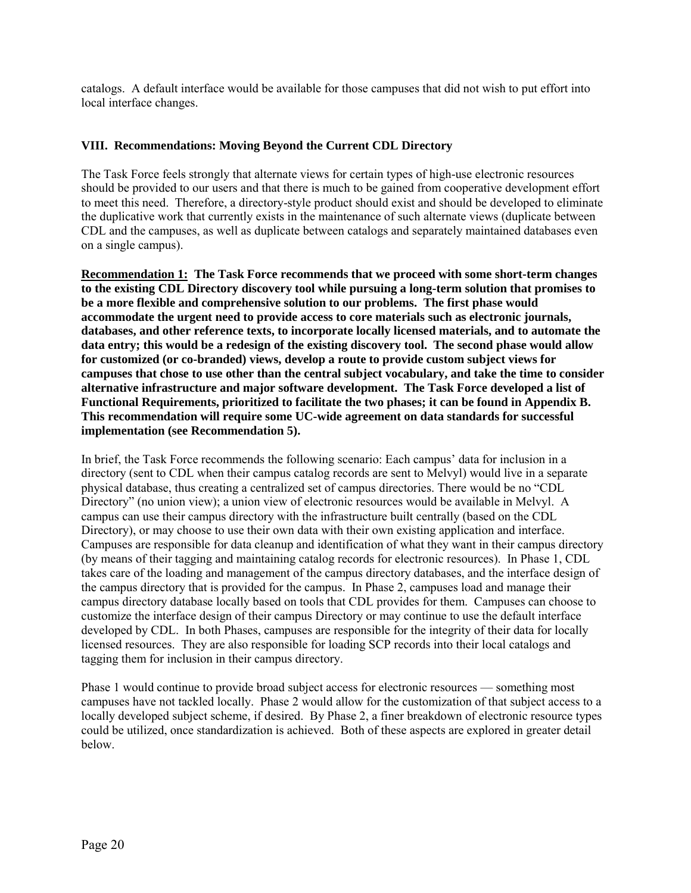catalogs. A default interface would be available for those campuses that did not wish to put effort into local interface changes.

## VIII. Recommendations: Moving Beyond the Current CDL Directory

The Task Force feels strongly that alternate views for certain types of high-use electronic resources should be provided to our users and that there is much to be gained from cooperative development effort to meet this need. Therefore, a directory-style product should exist and should be developed to eliminate the duplicative work that currently exists in the maintenance of such alternate views (duplicate between CDL and the campuses, as well as duplicate between catalogs and separately maintained databases even on a single campus).

**Recommendation 1: The Task Force recommends that we proceed with some short-term changes to the existing CDL Directory discovery tool while pursuing a long-term solution that promises to be a more flexible and comprehensive solution to our problems. The first phase would accommodate the urgent need to provide access to core materials such as electronic journals, databases, and other reference texts, to incorporate locally licensed materials, and to automate the data entry; this would be a redesign of the existing discovery tool. The second phase would allow for customized (or co-branded) views, develop a route to provide custom subject views for campuses that chose to use other than the central subject vocabulary, and take the time to consider alternative infrastructure and major software development. The Task Force developed a list of Functional Requirements, prioritized to facilitate the two phases; it can be found in Appendix B. This recommendation will require some UC-wide agreement on data standards for successful implementation (see Recommendation 5).**

In brief, the Task Force recommends the following scenario: Each campus' data for inclusion in a directory (sent to CDL when their campus catalog records are sent to Melvyl) would live in a separate physical database, thus creating a centralized set of campus directories. There would be no "CDL Directory" (no union view); a union view of electronic resources would be available in Melvyl. A campus can use their campus directory with the infrastructure built centrally (based on the CDL Directory), or may choose to use their own data with their own existing application and interface. Campuses are responsible for data cleanup and identification of what they want in their campus directory (by means of their tagging and maintaining catalog records for electronic resources). In Phase 1, CDL takes care of the loading and management of the campus directory databases, and the interface design of the campus directory that is provided for the campus. In Phase 2, campuses load and manage their campus directory database locally based on tools that CDL provides for them. Campuses can choose to customize the interface design of their campus Directory or may continue to use the default interface developed by CDL. In both Phases, campuses are responsible for the integrity of their data for locally licensed resources. They are also responsible for loading SCP records into their local catalogs and tagging them for inclusion in their campus directory.

Phase 1 would continue to provide broad subject access for electronic resources — something most campuses have not tackled locally. Phase 2 would allow for the customization of that subject access to a locally developed subject scheme, if desired. By Phase 2, a finer breakdown of electronic resource types could be utilized, once standardization is achieved. Both of these aspects are explored in greater detail below.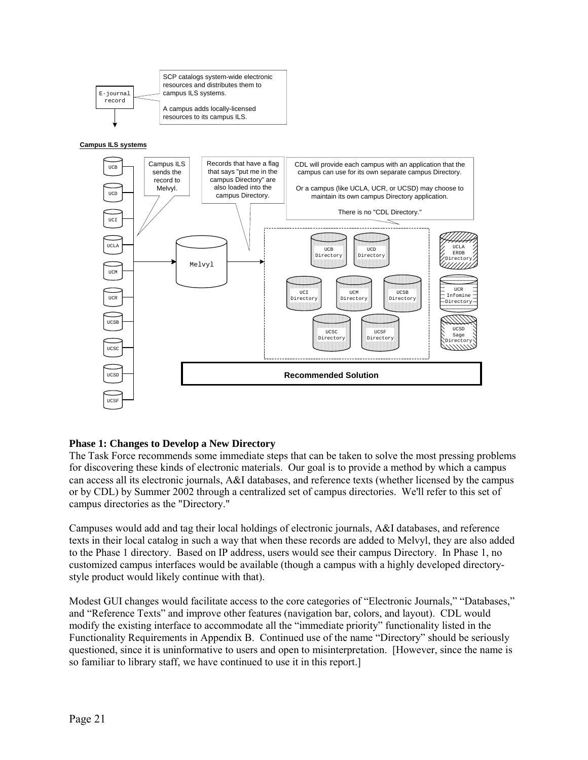E-journal record

SCP catalogs system-wide electronic resources and distributes them to campus ILS systems.

A campus adds locally-licensed resources to its campus ILS.

**Campus ILS systems**

UCB, UCD, UCI, UCLA, UCM, UCR, UCSB, UCSC, UCSD, UCSF

Campus ILS sends the record to Melvyl.

Records that have a flag that says "put me in the campus Directory" are also loaded into the campus Directory.

CDL will provide each campus with an application that the campus can use for its own separate campus Directory.

Or a campus (like UCLA, UCR, or UCSD) may choose to maintain its own campus Directory application.

There is no "CDL Directory."

Melvyl

UCB Directory, UCD Directory, UCI Directory, UCM Directory, UCSB Directory, UCSC Directory, UCSF Directory

UCLA ERDB Directory, UCR Infomine Directory, UCSD Sage Directory

**Recommended Solution**

### Phase 1: Changes to Develop a New Directory

The Task Force recommends some immediate steps that can be taken to solve the most pressing problems for discovering these kinds of electronic materials. Our goal is to provide a method by which a campus can access all its electronic journals, A&I databases, and reference texts (whether licensed by the campus or by CDL) by Summer 2002 through a centralized set of campus directories. We'll refer to this set of campus directories as the "Directory."

Campuses would add and tag their local holdings of electronic journals, A&I databases, and reference texts in their local catalog in such a way that when these records are added to Melvyl, they are also added to the Phase 1 directory. Based on IP address, users would see their campus Directory. In Phase 1, no customized campus interfaces would be available (though a campus with a highly developed directory-style product would likely continue with that).

Modest GUI changes would facilitate access to the core categories of "Electronic Journals," "Databases," and "Reference Texts" and improve other features (navigation bar, colors, and layout). CDL would modify the existing interface to accommodate all the "immediate priority" functionality listed in the Functionality Requirements in Appendix B. Continued use of the name "Directory" should be seriously questioned, since it is uninformative to users and open to misinterpretation. [However, since the name is so familiar to library staff, we have continued to use it in this report.]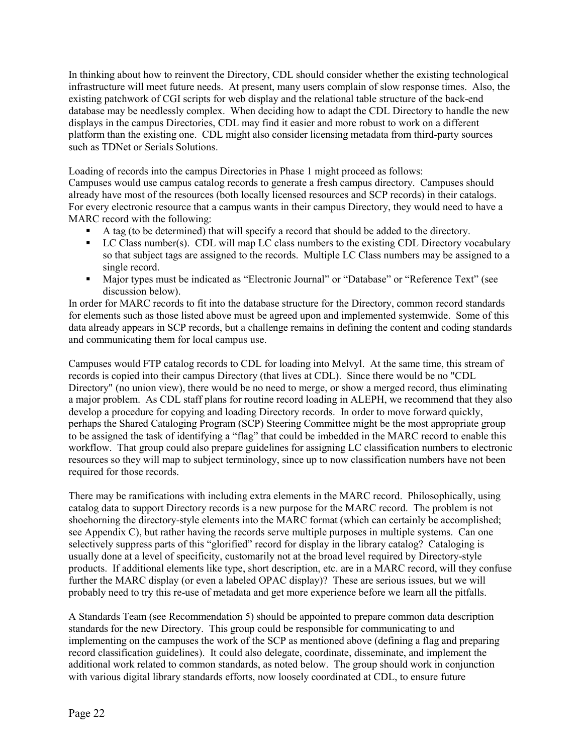In thinking about how to reinvent the Directory, CDL should consider whether the existing technological infrastructure will meet future needs. At present, many users complain of slow response times. Also, the existing patchwork of CGI scripts for web display and the relational table structure of the back-end database may be needlessly complex. When deciding how to adapt the CDL Directory to handle the new displays in the campus Directories, CDL may find it easier and more robust to work on a different platform than the existing one. CDL might also consider licensing metadata from third-party sources such as TDNet or Serials Solutions.

Loading of records into the campus Directories in Phase 1 might proceed as follows:
Campuses would use campus catalog records to generate a fresh campus directory. Campuses should already have most of the resources (both locally licensed resources and SCP records) in their catalogs. For every electronic resource that a campus wants in their campus Directory, they would need to have a MARC record with the following:

- A tag (to be determined) that will specify a record that should be added to the directory.
- LC Class number(s). CDL will map LC class numbers to the existing CDL Directory vocabulary so that subject tags are assigned to the records. Multiple LC Class numbers may be assigned to a single record.
- Major types must be indicated as "Electronic Journal" or "Database" or "Reference Text" (see discussion below).

In order for MARC records to fit into the database structure for the Directory, common record standards for elements such as those listed above must be agreed upon and implemented systemwide. Some of this data already appears in SCP records, but a challenge remains in defining the content and coding standards and communicating them for local campus use.

Campuses would FTP catalog records to CDL for loading into Melvyl. At the same time, this stream of records is copied into their campus Directory (that lives at CDL). Since there would be no "CDL Directory" (no union view), there would be no need to merge, or show a merged record, thus eliminating a major problem. As CDL staff plans for routine record loading in ALEPH, we recommend that they also develop a procedure for copying and loading Directory records. In order to move forward quickly, perhaps the Shared Cataloging Program (SCP) Steering Committee might be the most appropriate group to be assigned the task of identifying a "flag" that could be imbedded in the MARC record to enable this workflow. That group could also prepare guidelines for assigning LC classification numbers to electronic resources so they will map to subject terminology, since up to now classification numbers have not been required for those records.

There may be ramifications with including extra elements in the MARC record. Philosophically, using catalog data to support Directory records is a new purpose for the MARC record. The problem is not shoehorning the directory-style elements into the MARC format (which can certainly be accomplished; see Appendix C), but rather having the records serve multiple purposes in multiple systems. Can one selectively suppress parts of this "glorified" record for display in the library catalog? Cataloging is usually done at a level of specificity, customarily not at the broad level required by Directory-style products. If additional elements like type, short description, etc. are in a MARC record, will they confuse further the MARC display (or even a labeled OPAC display)? These are serious issues, but we will probably need to try this re-use of metadata and get more experience before we learn all the pitfalls.

A Standards Team (see Recommendation 5) should be appointed to prepare common data description standards for the new Directory. This group could be responsible for communicating to and implementing on the campuses the work of the SCP as mentioned above (defining a flag and preparing record classification guidelines). It could also delegate, coordinate, disseminate, and implement the additional work related to common standards, as noted below. The group should work in conjunction with various digital library standards efforts, now loosely coordinated at CDL, to ensure future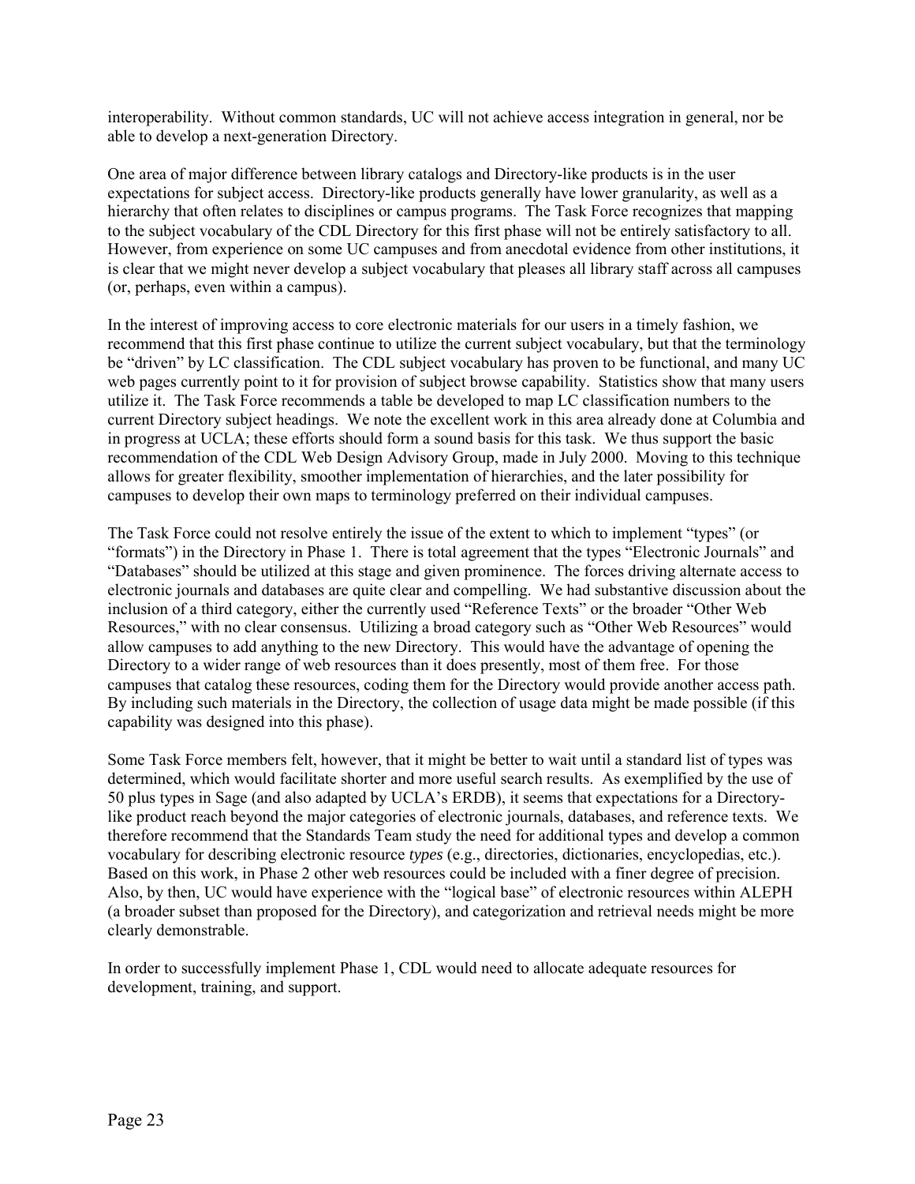interoperability. Without common standards, UC will not achieve access integration in general, nor be able to develop a next-generation Directory.

One area of major difference between library catalogs and Directory-like products is in the user expectations for subject access. Directory-like products generally have lower granularity, as well as a hierarchy that often relates to disciplines or campus programs. The Task Force recognizes that mapping to the subject vocabulary of the CDL Directory for this first phase will not be entirely satisfactory to all. However, from experience on some UC campuses and from anecdotal evidence from other institutions, it is clear that we might never develop a subject vocabulary that pleases all library staff across all campuses (or, perhaps, even within a campus).

In the interest of improving access to core electronic materials for our users in a timely fashion, we recommend that this first phase continue to utilize the current subject vocabulary, but that the terminology be "driven" by LC classification. The CDL subject vocabulary has proven to be functional, and many UC web pages currently point to it for provision of subject browse capability. Statistics show that many users utilize it. The Task Force recommends a table be developed to map LC classification numbers to the current Directory subject headings. We note the excellent work in this area already done at Columbia and in progress at UCLA; these efforts should form a sound basis for this task. We thus support the basic recommendation of the CDL Web Design Advisory Group, made in July 2000. Moving to this technique allows for greater flexibility, smoother implementation of hierarchies, and the later possibility for campuses to develop their own maps to terminology preferred on their individual campuses.

The Task Force could not resolve entirely the issue of the extent to which to implement "types" (or "formats") in the Directory in Phase 1. There is total agreement that the types "Electronic Journals" and "Databases" should be utilized at this stage and given prominence. The forces driving alternate access to electronic journals and databases are quite clear and compelling. We had substantive discussion about the inclusion of a third category, either the currently used "Reference Texts" or the broader "Other Web Resources," with no clear consensus. Utilizing a broad category such as "Other Web Resources" would allow campuses to add anything to the new Directory. This would have the advantage of opening the Directory to a wider range of web resources than it does presently, most of them free. For those campuses that catalog these resources, coding them for the Directory would provide another access path. By including such materials in the Directory, the collection of usage data might be made possible (if this capability was designed into this phase).

Some Task Force members felt, however, that it might be better to wait until a standard list of types was determined, which would facilitate shorter and more useful search results. As exemplified by the use of 50 plus types in Sage (and also adapted by UCLA's ERDB), it seems that expectations for a Directory-like product reach beyond the major categories of electronic journals, databases, and reference texts. We therefore recommend that the Standards Team study the need for additional types and develop a common vocabulary for describing electronic resource *types* (e.g., directories, dictionaries, encyclopedias, etc.). Based on this work, in Phase 2 other web resources could be included with a finer degree of precision. Also, by then, UC would have experience with the "logical base" of electronic resources within ALEPH (a broader subset than proposed for the Directory), and categorization and retrieval needs might be more clearly demonstrable.

In order to successfully implement Phase 1, CDL would need to allocate adequate resources for development, training, and support.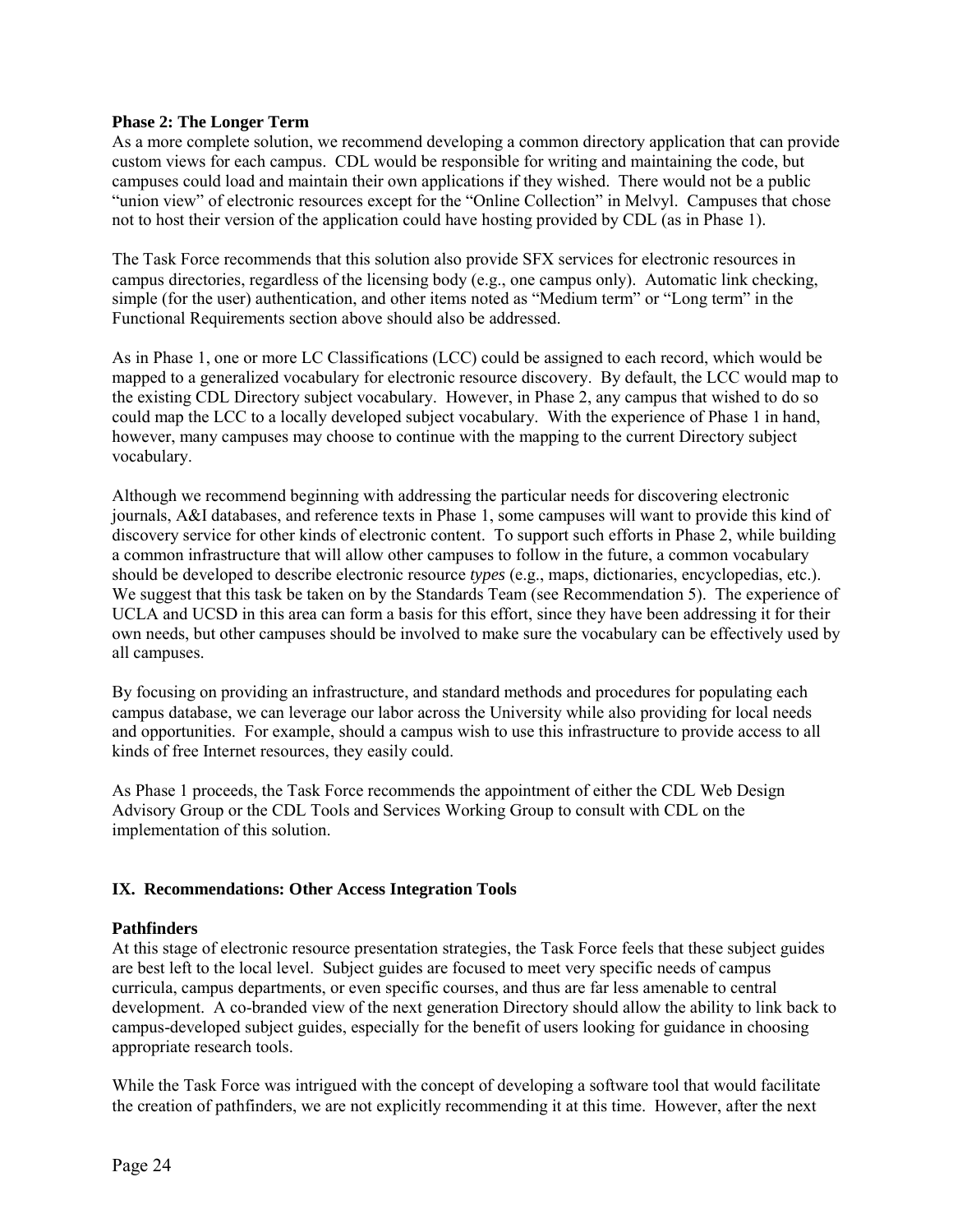**Phase 2: The Longer Term**

As a more complete solution, we recommend developing a common directory application that can provide custom views for each campus. CDL would be responsible for writing and maintaining the code, but campuses could load and maintain their own applications if they wished. There would not be a public "union view" of electronic resources except for the "Online Collection" in Melvyl. Campuses that chose not to host their version of the application could have hosting provided by CDL (as in Phase 1).

The Task Force recommends that this solution also provide SFX services for electronic resources in campus directories, regardless of the licensing body (e.g., one campus only). Automatic link checking, simple (for the user) authentication, and other items noted as "Medium term" or "Long term" in the Functional Requirements section above should also be addressed.

As in Phase 1, one or more LC Classifications (LCC) could be assigned to each record, which would be mapped to a generalized vocabulary for electronic resource discovery. By default, the LCC would map to the existing CDL Directory subject vocabulary. However, in Phase 2, any campus that wished to do so could map the LCC to a locally developed subject vocabulary. With the experience of Phase 1 in hand, however, many campuses may choose to continue with the mapping to the current Directory subject vocabulary.

Although we recommend beginning with addressing the particular needs for discovering electronic journals, A&I databases, and reference texts in Phase 1, some campuses will want to provide this kind of discovery service for other kinds of electronic content. To support such efforts in Phase 2, while building a common infrastructure that will allow other campuses to follow in the future, a common vocabulary should be developed to describe electronic resource *types* (e.g., maps, dictionaries, encyclopedias, etc.). We suggest that this task be taken on by the Standards Team (see Recommendation 5). The experience of UCLA and UCSD in this area can form a basis for this effort, since they have been addressing it for their own needs, but other campuses should be involved to make sure the vocabulary can be effectively used by all campuses.

By focusing on providing an infrastructure, and standard methods and procedures for populating each campus database, we can leverage our labor across the University while also providing for local needs and opportunities. For example, should a campus wish to use this infrastructure to provide access to all kinds of free Internet resources, they easily could.

As Phase 1 proceeds, the Task Force recommends the appointment of either the CDL Web Design Advisory Group or the CDL Tools and Services Working Group to consult with CDL on the implementation of this solution.

## IX. Recommendations: Other Access Integration Tools

**Pathfinders**

At this stage of electronic resource presentation strategies, the Task Force feels that these subject guides are best left to the local level. Subject guides are focused to meet very specific needs of campus curricula, campus departments, or even specific courses, and thus are far less amenable to central development. A co-branded view of the next generation Directory should allow the ability to link back to campus-developed subject guides, especially for the benefit of users looking for guidance in choosing appropriate research tools.

While the Task Force was intrigued with the concept of developing a software tool that would facilitate the creation of pathfinders, we are not explicitly recommending it at this time. However, after the next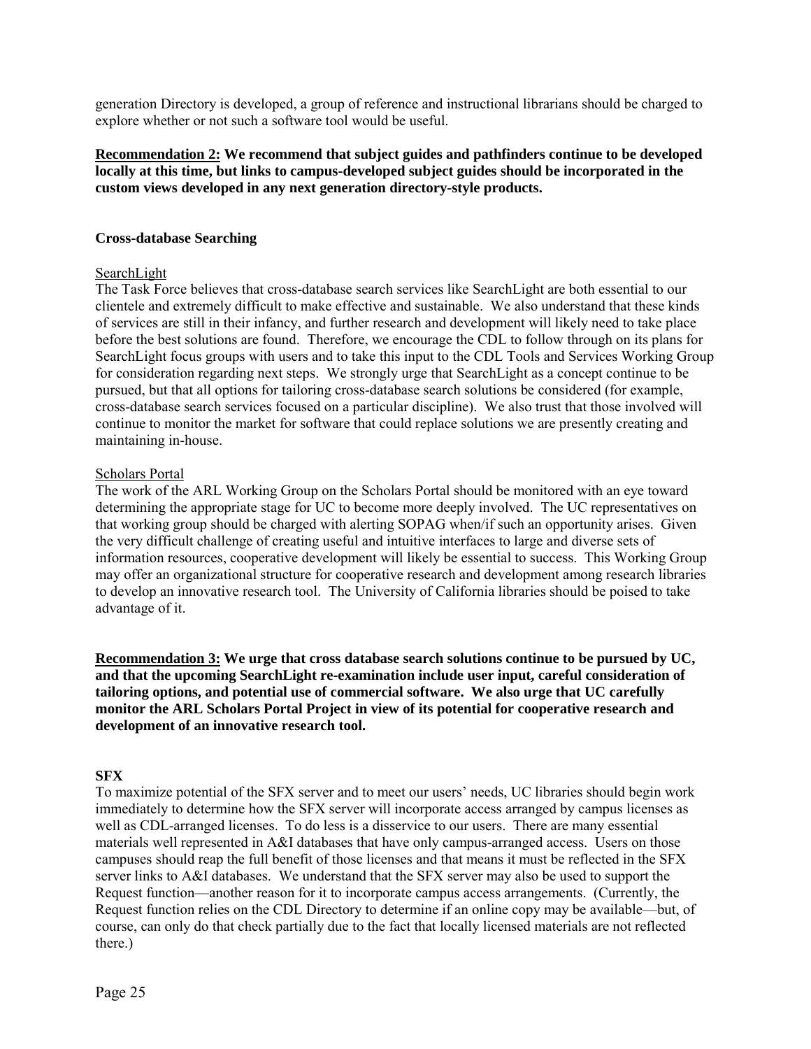generation Directory is developed, a group of reference and instructional librarians should be charged to explore whether or not such a software tool would be useful.

**Recommendation 2: We recommend that subject guides and pathfinders continue to be developed locally at this time, but links to campus-developed subject guides should be incorporated in the custom views developed in any next generation directory-style products.**

### Cross-database Searching

SearchLight

The Task Force believes that cross-database search services like SearchLight are both essential to our clientele and extremely difficult to make effective and sustainable. We also understand that these kinds of services are still in their infancy, and further research and development will likely need to take place before the best solutions are found. Therefore, we encourage the CDL to follow through on its plans for SearchLight focus groups with users and to take this input to the CDL Tools and Services Working Group for consideration regarding next steps. We strongly urge that SearchLight as a concept continue to be pursued, but that all options for tailoring cross-database search solutions be considered (for example, cross-database search services focused on a particular discipline). We also trust that those involved will continue to monitor the market for software that could replace solutions we are presently creating and maintaining in-house.

Scholars Portal

The work of the ARL Working Group on the Scholars Portal should be monitored with an eye toward determining the appropriate stage for UC to become more deeply involved. The UC representatives on that working group should be charged with alerting SOPAG when/if such an opportunity arises. Given the very difficult challenge of creating useful and intuitive interfaces to large and diverse sets of information resources, cooperative development will likely be essential to success. This Working Group may offer an organizational structure for cooperative research and development among research libraries to develop an innovative research tool. The University of California libraries should be poised to take advantage of it.

**Recommendation 3: We urge that cross database search solutions continue to be pursued by UC, and that the upcoming SearchLight re-examination include user input, careful consideration of tailoring options, and potential use of commercial software. We also urge that UC carefully monitor the ARL Scholars Portal Project in view of its potential for cooperative research and development of an innovative research tool.**

### SFX

To maximize potential of the SFX server and to meet our users' needs, UC libraries should begin work immediately to determine how the SFX server will incorporate access arranged by campus licenses as well as CDL-arranged licenses. To do less is a disservice to our users. There are many essential materials well represented in A&I databases that have only campus-arranged access. Users on those campuses should reap the full benefit of those licenses and that means it must be reflected in the SFX server links to A&I databases. We understand that the SFX server may also be used to support the Request function—another reason for it to incorporate campus access arrangements. (Currently, the Request function relies on the CDL Directory to determine if an online copy may be available—but, of course, can only do that check partially due to the fact that locally licensed materials are not reflected there.)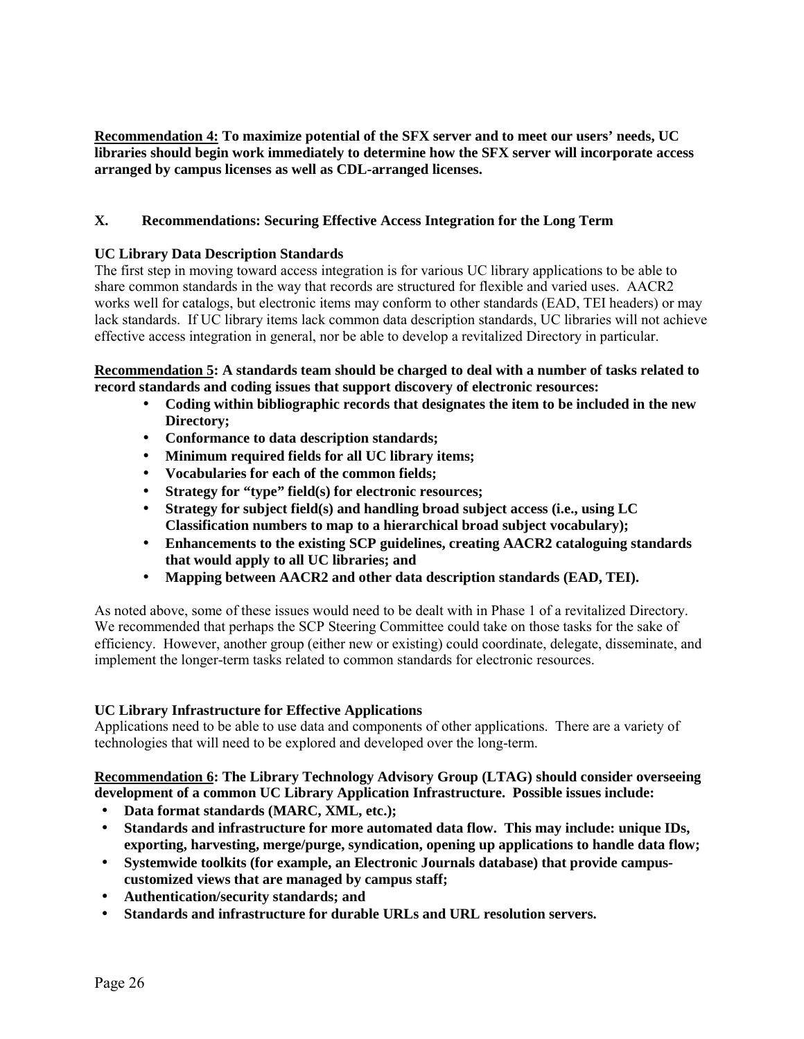**<u>Recommendation 4:</u> To maximize potential of the SFX server and to meet our users' needs, UC libraries should begin work immediately to determine how the SFX server will incorporate access arranged by campus licenses as well as CDL-arranged licenses.**

## X. Recommendations: Securing Effective Access Integration for the Long Term

### UC Library Data Description Standards

The first step in moving toward access integration is for various UC library applications to be able to share common standards in the way that records are structured for flexible and varied uses. AACR2 works well for catalogs, but electronic items may conform to other standards (EAD, TEI headers) or may lack standards. If UC library items lack common data description standards, UC libraries will not achieve effective access integration in general, nor be able to develop a revitalized Directory in particular.

**<u>Recommendation 5</u>: A standards team should be charged to deal with a number of tasks related to record standards and coding issues that support discovery of electronic resources:**

- **Coding within bibliographic records that designates the item to be included in the new Directory;**
- **Conformance to data description standards;**
- **Minimum required fields for all UC library items;**
- **Vocabularies for each of the common fields;**
- **Strategy for "type" field(s) for electronic resources;**
- **Strategy for subject field(s) and handling broad subject access (i.e., using LC Classification numbers to map to a hierarchical broad subject vocabulary);**
- **Enhancements to the existing SCP guidelines, creating AACR2 cataloguing standards that would apply to all UC libraries; and**
- **Mapping between AACR2 and other data description standards (EAD, TEI).**

As noted above, some of these issues would need to be dealt with in Phase 1 of a revitalized Directory. We recommended that perhaps the SCP Steering Committee could take on those tasks for the sake of efficiency. However, another group (either new or existing) could coordinate, delegate, disseminate, and implement the longer-term tasks related to common standards for electronic resources.

### UC Library Infrastructure for Effective Applications

Applications need to be able to use data and components of other applications. There are a variety of technologies that will need to be explored and developed over the long-term.

**<u>Recommendation 6</u>: The Library Technology Advisory Group (LTAG) should consider overseeing development of a common UC Library Application Infrastructure. Possible issues include:**

- **Data format standards (MARC, XML, etc.);**
- **Standards and infrastructure for more automated data flow. This may include: unique IDs, exporting, harvesting, merge/purge, syndication, opening up applications to handle data flow;**
- **Systemwide toolkits (for example, an Electronic Journals database) that provide campus-customized views that are managed by campus staff;**
- **Authentication/security standards; and**
- **Standards and infrastructure for durable URLs and URL resolution servers.**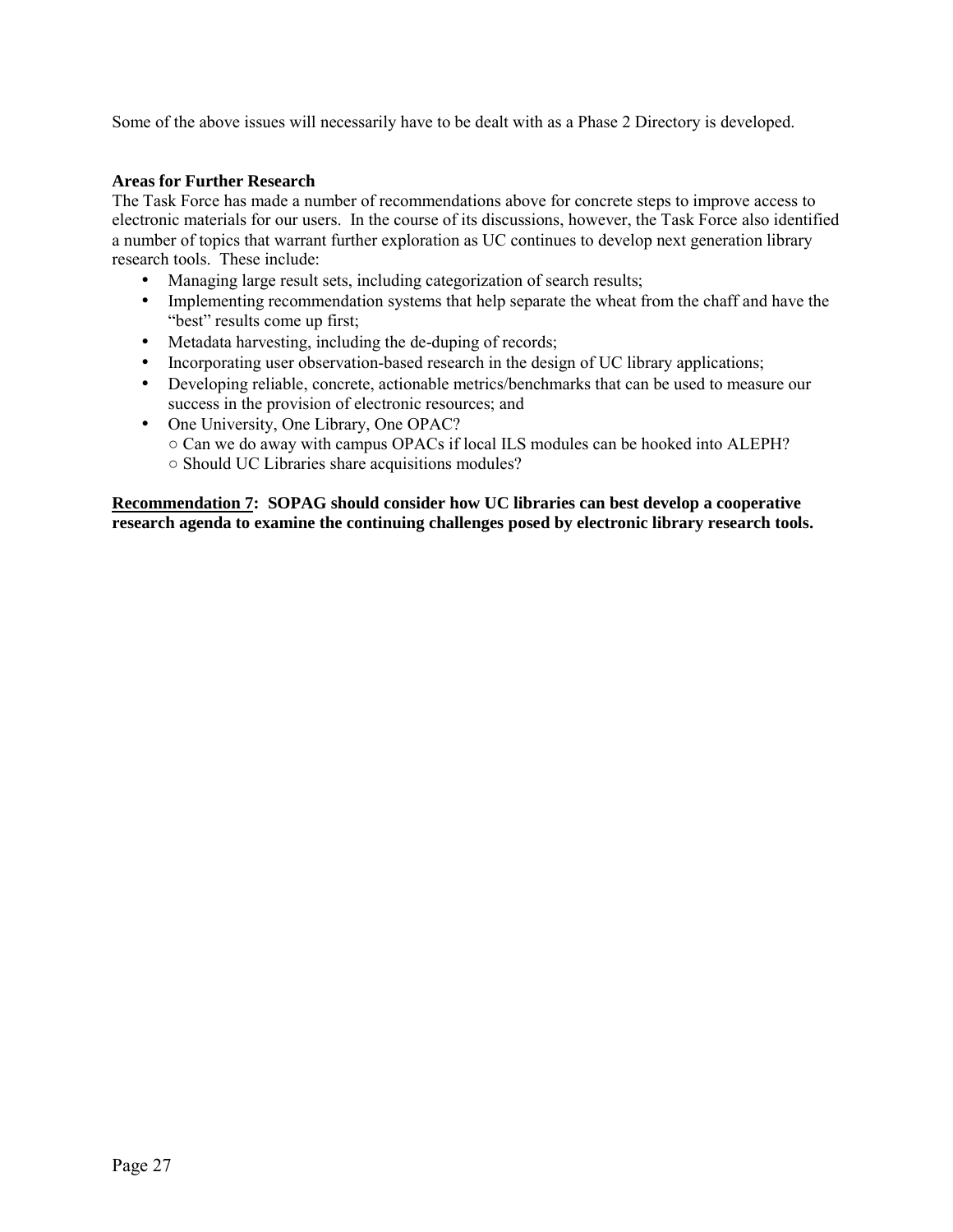Some of the above issues will necessarily have to be dealt with as a Phase 2 Directory is developed.

**Areas for Further Research**

The Task Force has made a number of recommendations above for concrete steps to improve access to electronic materials for our users. In the course of its discussions, however, the Task Force also identified a number of topics that warrant further exploration as UC continues to develop next generation library research tools. These include:

- Managing large result sets, including categorization of search results;
- Implementing recommendation systems that help separate the wheat from the chaff and have the "best" results come up first;
- Metadata harvesting, including the de-duping of records;
- Incorporating user observation-based research in the design of UC library applications;
- Developing reliable, concrete, actionable metrics/benchmarks that can be used to measure our success in the provision of electronic resources; and
- One University, One Library, One OPAC?
  - Can we do away with campus OPACs if local ILS modules can be hooked into ALEPH?
  - Should UC Libraries share acquisitions modules?

**<u>Recommendation 7</u>: SOPAG should consider how UC libraries can best develop a cooperative research agenda to examine the continuing challenges posed by electronic library research tools.**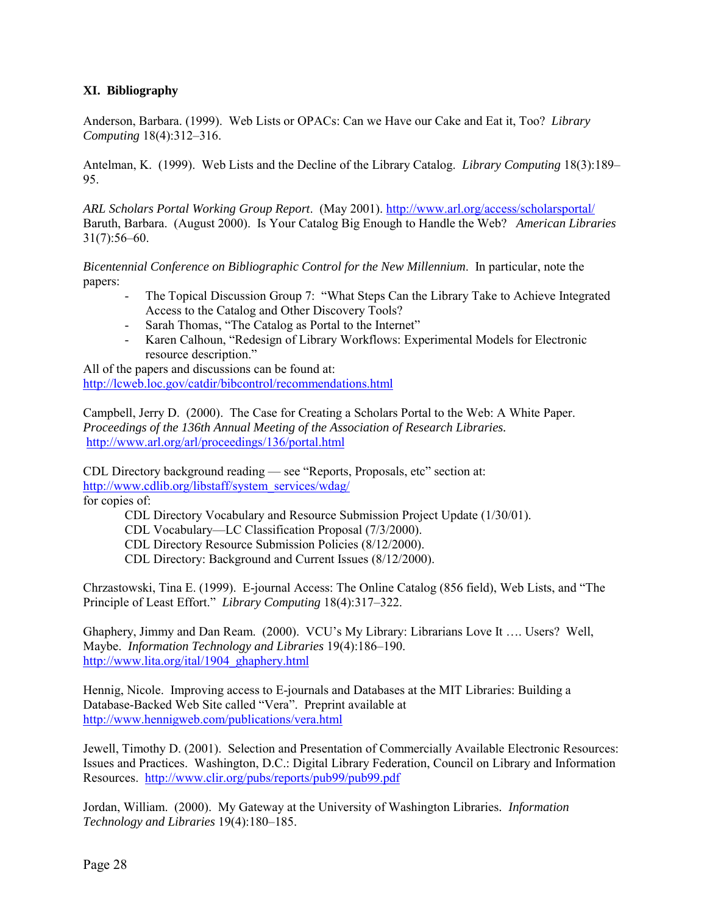### XI. Bibliography

Anderson, Barbara. (1999). Web Lists or OPACs: Can we Have our Cake and Eat it, Too? *Library Computing* 18(4):312–316.

Antelman, K. (1999). Web Lists and the Decline of the Library Catalog. *Library Computing* 18(3):189–95.

*ARL Scholars Portal Working Group Report*. (May 2001). http://www.arl.org/access/scholarsportal/
Baruth, Barbara. (August 2000). Is Your Catalog Big Enough to Handle the Web? *American Libraries* 31(7):56–60.

*Bicentennial Conference on Bibliographic Control for the New Millennium*. In particular, note the papers:

- The Topical Discussion Group 7: "What Steps Can the Library Take to Achieve Integrated Access to the Catalog and Other Discovery Tools?
- Sarah Thomas, "The Catalog as Portal to the Internet"
- Karen Calhoun, "Redesign of Library Workflows: Experimental Models for Electronic resource description."

All of the papers and discussions can be found at:
http://lcweb.loc.gov/catdir/bibcontrol/recommendations.html

Campbell, Jerry D. (2000). The Case for Creating a Scholars Portal to the Web: A White Paper. *Proceedings of the 136th Annual Meeting of the Association of Research Libraries.* http://www.arl.org/arl/proceedings/136/portal.html

CDL Directory background reading — see "Reports, Proposals, etc" section at:
http://www.cdlib.org/libstaff/system_services/wdag/
for copies of:

CDL Directory Vocabulary and Resource Submission Project Update (1/30/01).
CDL Vocabulary—LC Classification Proposal (7/3/2000).
CDL Directory Resource Submission Policies (8/12/2000).
CDL Directory: Background and Current Issues (8/12/2000).

Chrzastowski, Tina E. (1999). E-journal Access: The Online Catalog (856 field), Web Lists, and "The Principle of Least Effort." *Library Computing* 18(4):317–322.

Ghaphery, Jimmy and Dan Ream. (2000). VCU's My Library: Librarians Love It …. Users? Well, Maybe. *Information Technology and Libraries* 19(4):186–190.
http://www.lita.org/ital/1904_ghaphery.html

Hennig, Nicole. Improving access to E-journals and Databases at the MIT Libraries: Building a Database-Backed Web Site called "Vera". Preprint available at
http://www.hennigweb.com/publications/vera.html

Jewell, Timothy D. (2001). Selection and Presentation of Commercially Available Electronic Resources: Issues and Practices. Washington, D.C.: Digital Library Federation, Council on Library and Information Resources. http://www.clir.org/pubs/reports/pub99/pub99.pdf

Jordan, William. (2000). My Gateway at the University of Washington Libraries. *Information Technology and Libraries* 19(4):180–185.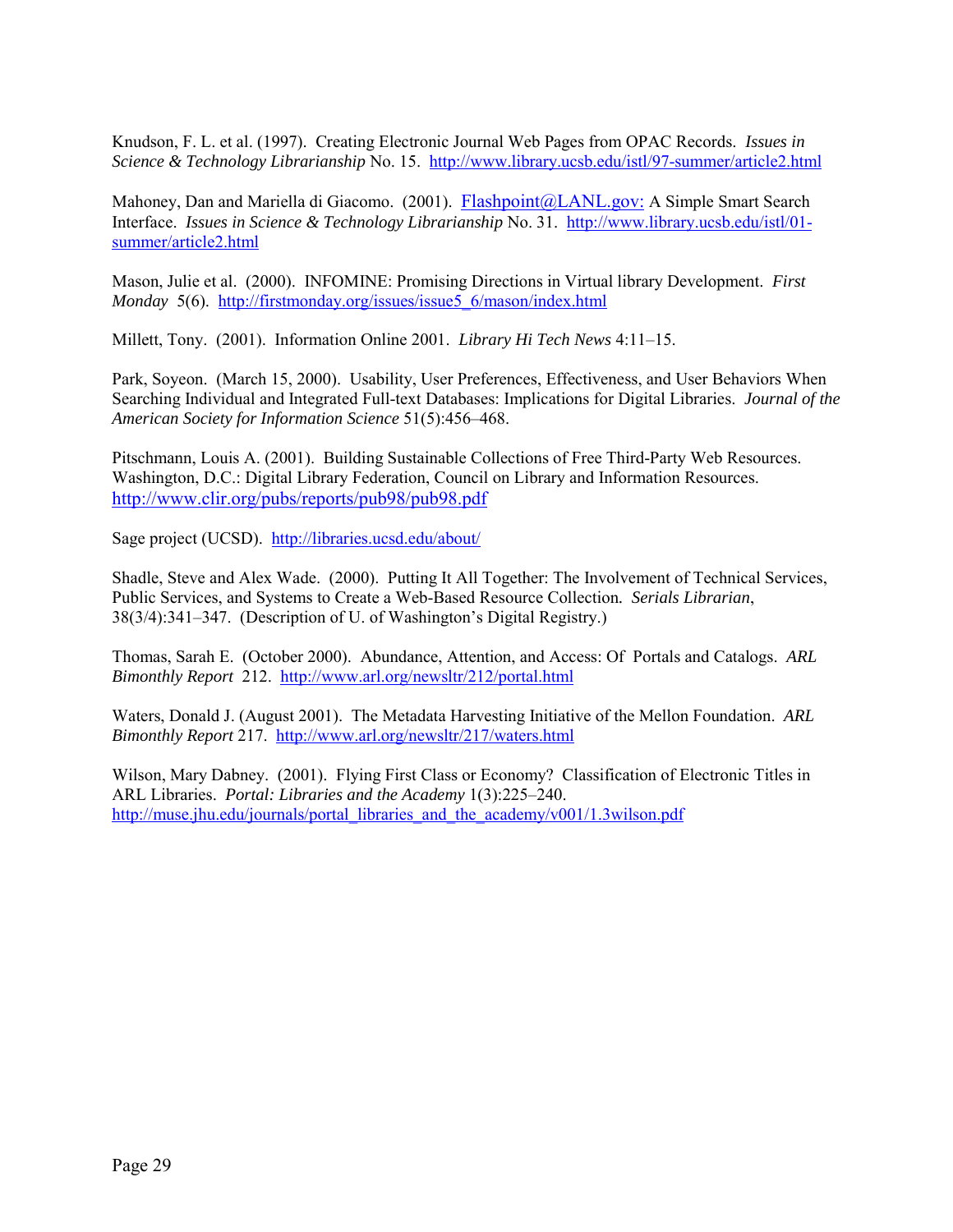Knudson, F. L. et al. (1997). Creating Electronic Journal Web Pages from OPAC Records. *Issues in Science & Technology Librarianship* No. 15. http://www.library.ucsb.edu/istl/97-summer/article2.html

Mahoney, Dan and Mariella di Giacomo. (2001). Flashpoint@LANL.gov: A Simple Smart Search Interface. *Issues in Science & Technology Librarianship* No. 31. http://www.library.ucsb.edu/istl/01-summer/article2.html

Mason, Julie et al. (2000). INFOMINE: Promising Directions in Virtual library Development. *First Monday* 5(6). http://firstmonday.org/issues/issue5_6/mason/index.html

Millett, Tony. (2001). Information Online 2001. *Library Hi Tech News* 4:11–15.

Park, Soyeon. (March 15, 2000). Usability, User Preferences, Effectiveness, and User Behaviors When Searching Individual and Integrated Full-text Databases: Implications for Digital Libraries. *Journal of the American Society for Information Science* 51(5):456–468.

Pitschmann, Louis A. (2001). Building Sustainable Collections of Free Third-Party Web Resources. Washington, D.C.: Digital Library Federation, Council on Library and Information Resources. http://www.clir.org/pubs/reports/pub98/pub98.pdf

Sage project (UCSD). http://libraries.ucsd.edu/about/

Shadle, Steve and Alex Wade. (2000). Putting It All Together: The Involvement of Technical Services, Public Services, and Systems to Create a Web-Based Resource Collection. *Serials Librarian*, 38(3/4):341–347. (Description of U. of Washington's Digital Registry.)

Thomas, Sarah E. (October 2000). Abundance, Attention, and Access: Of Portals and Catalogs. *ARL Bimonthly Report* 212. http://www.arl.org/newsltr/212/portal.html

Waters, Donald J. (August 2001). The Metadata Harvesting Initiative of the Mellon Foundation. *ARL Bimonthly Report* 217. http://www.arl.org/newsltr/217/waters.html

Wilson, Mary Dabney. (2001). Flying First Class or Economy? Classification of Electronic Titles in ARL Libraries. *Portal: Libraries and the Academy* 1(3):225–240. http://muse.jhu.edu/journals/portal_libraries_and_the_academy/v001/1.3wilson.pdf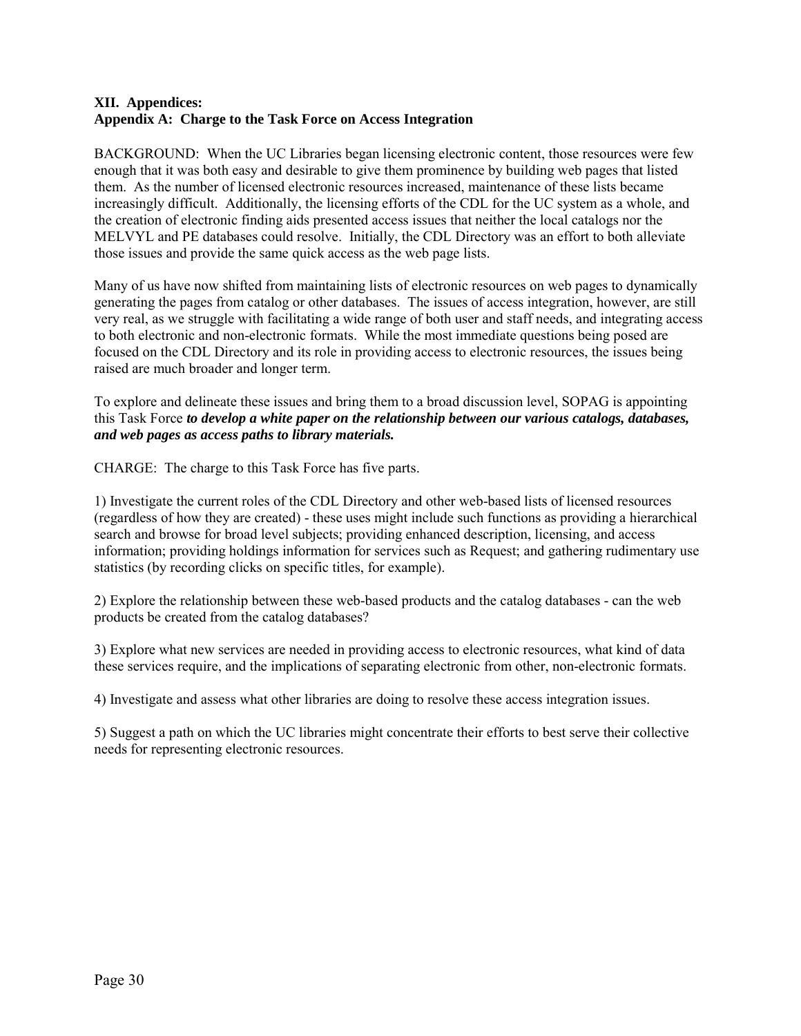## XII. Appendices:
## Appendix A: Charge to the Task Force on Access Integration

BACKGROUND: When the UC Libraries began licensing electronic content, those resources were few enough that it was both easy and desirable to give them prominence by building web pages that listed them. As the number of licensed electronic resources increased, maintenance of these lists became increasingly difficult. Additionally, the licensing efforts of the CDL for the UC system as a whole, and the creation of electronic finding aids presented access issues that neither the local catalogs nor the MELVYL and PE databases could resolve. Initially, the CDL Directory was an effort to both alleviate those issues and provide the same quick access as the web page lists.

Many of us have now shifted from maintaining lists of electronic resources on web pages to dynamically generating the pages from catalog or other databases. The issues of access integration, however, are still very real, as we struggle with facilitating a wide range of both user and staff needs, and integrating access to both electronic and non-electronic formats. While the most immediate questions being posed are focused on the CDL Directory and its role in providing access to electronic resources, the issues being raised are much broader and longer term.

To explore and delineate these issues and bring them to a broad discussion level, SOPAG is appointing this Task Force ***to develop a white paper on the relationship between our various catalogs, databases, and web pages as access paths to library materials.***

CHARGE: The charge to this Task Force has five parts.

1) Investigate the current roles of the CDL Directory and other web-based lists of licensed resources (regardless of how they are created) - these uses might include such functions as providing a hierarchical search and browse for broad level subjects; providing enhanced description, licensing, and access information; providing holdings information for services such as Request; and gathering rudimentary use statistics (by recording clicks on specific titles, for example).

2) Explore the relationship between these web-based products and the catalog databases - can the web products be created from the catalog databases?

3) Explore what new services are needed in providing access to electronic resources, what kind of data these services require, and the implications of separating electronic from other, non-electronic formats.

4) Investigate and assess what other libraries are doing to resolve these access integration issues.

5) Suggest a path on which the UC libraries might concentrate their efforts to best serve their collective needs for representing electronic resources.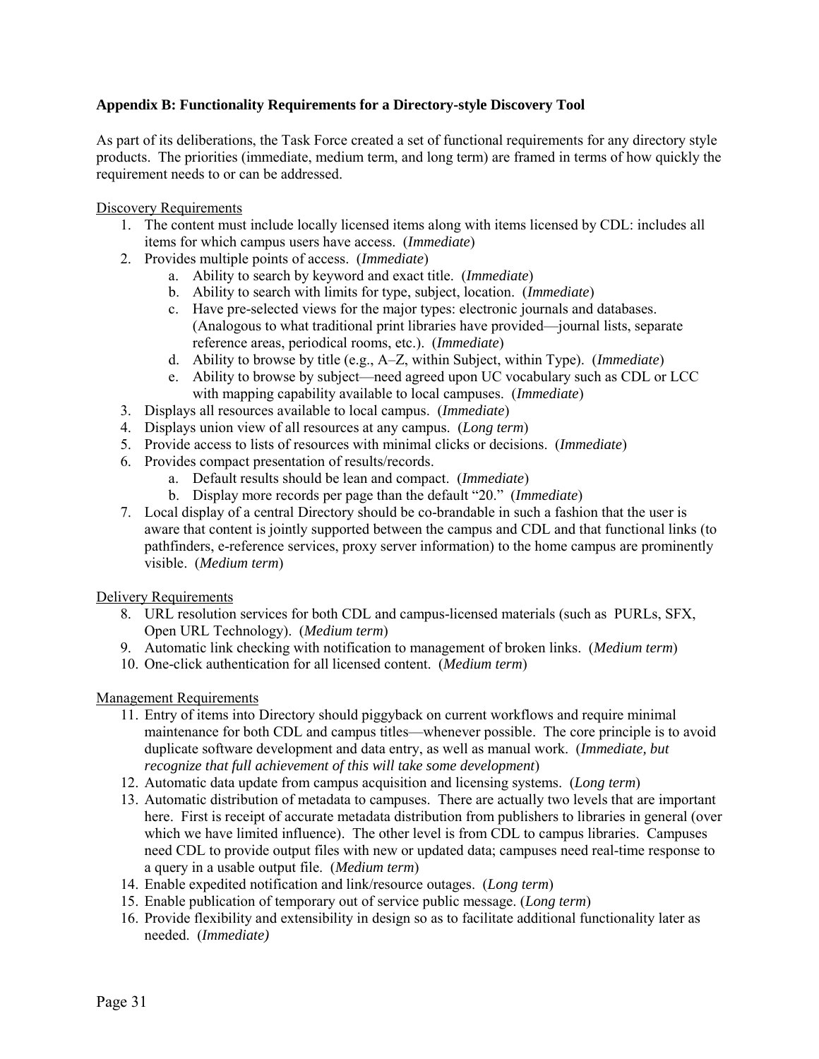### Appendix B: Functionality Requirements for a Directory-style Discovery Tool

As part of its deliberations, the Task Force created a set of functional requirements for any directory style products. The priorities (immediate, medium term, and long term) are framed in terms of how quickly the requirement needs to or can be addressed.

Discovery Requirements

1. The content must include locally licensed items along with items licensed by CDL: includes all items for which campus users have access. (*Immediate*)
2. Provides multiple points of access. (*Immediate*)
   a. Ability to search by keyword and exact title. (*Immediate*)
   b. Ability to search with limits for type, subject, location. (*Immediate*)
   c. Have pre-selected views for the major types: electronic journals and databases. (Analogous to what traditional print libraries have provided—journal lists, separate reference areas, periodical rooms, etc.). (*Immediate*)
   d. Ability to browse by title (e.g., A–Z, within Subject, within Type). (*Immediate*)
   e. Ability to browse by subject—need agreed upon UC vocabulary such as CDL or LCC with mapping capability available to local campuses. (*Immediate*)
3. Displays all resources available to local campus. (*Immediate*)
4. Displays union view of all resources at any campus. (*Long term*)
5. Provide access to lists of resources with minimal clicks or decisions. (*Immediate*)
6. Provides compact presentation of results/records.
   a. Default results should be lean and compact. (*Immediate*)
   b. Display more records per page than the default "20." (*Immediate*)
7. Local display of a central Directory should be co-brandable in such a fashion that the user is aware that content is jointly supported between the campus and CDL and that functional links (to pathfinders, e-reference services, proxy server information) to the home campus are prominently visible. (*Medium term*)

Delivery Requirements

8. URL resolution services for both CDL and campus-licensed materials (such as PURLs, SFX, Open URL Technology). (*Medium term*)
9. Automatic link checking with notification to management of broken links. (*Medium term*)
10. One-click authentication for all licensed content. (*Medium term*)

Management Requirements

11. Entry of items into Directory should piggyback on current workflows and require minimal maintenance for both CDL and campus titles—whenever possible. The core principle is to avoid duplicate software development and data entry, as well as manual work. (*Immediate, but recognize that full achievement of this will take some development*)
12. Automatic data update from campus acquisition and licensing systems. (*Long term*)
13. Automatic distribution of metadata to campuses. There are actually two levels that are important here. First is receipt of accurate metadata distribution from publishers to libraries in general (over which we have limited influence). The other level is from CDL to campus libraries. Campuses need CDL to provide output files with new or updated data; campuses need real-time response to a query in a usable output file. (*Medium term*)
14. Enable expedited notification and link/resource outages. (*Long term*)
15. Enable publication of temporary out of service public message. (*Long term*)
16. Provide flexibility and extensibility in design so as to facilitate additional functionality later as needed. (*Immediate)*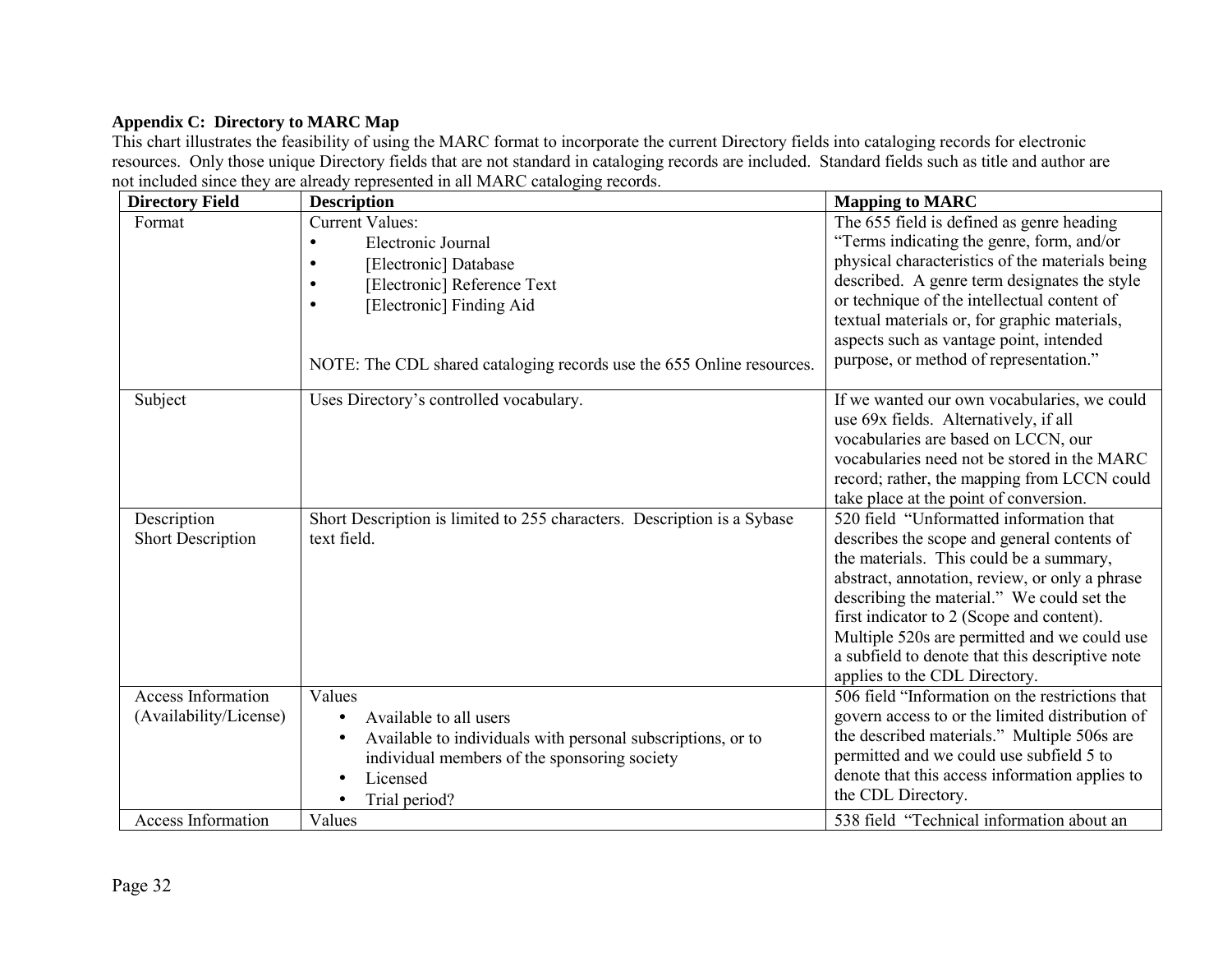**Appendix C: Directory to MARC Map**

This chart illustrates the feasibility of using the MARC format to incorporate the current Directory fields into cataloging records for electronic resources. Only those unique Directory fields that are not standard in cataloging records are included. Standard fields such as title and author are not included since they are already represented in all MARC cataloging records.

| Directory Field | Description | Mapping to MARC |
|---|---|---|
| Format | Current Values:<br>• Electronic Journal<br>• [Electronic] Database<br>• [Electronic] Reference Text<br>• [Electronic] Finding Aid<br><br>NOTE: The CDL shared cataloging records use the 655 Online resources. | The 655 field is defined as genre heading "Terms indicating the genre, form, and/or physical characteristics of the materials being described. A genre term designates the style or technique of the intellectual content of textual materials or, for graphic materials, aspects such as vantage point, intended purpose, or method of representation." |
| Subject | Uses Directory's controlled vocabulary. | If we wanted our own vocabularies, we could use 69x fields. Alternatively, if all vocabularies are based on LCCN, our vocabularies need not be stored in the MARC record; rather, the mapping from LCCN could take place at the point of conversion. |
| Description<br>Short Description | Short Description is limited to 255 characters. Description is a Sybase text field. | 520 field "Unformatted information that describes the scope and general contents of the materials. This could be a summary, abstract, annotation, review, or only a phrase describing the material." We could set the first indicator to 2 (Scope and content). Multiple 520s are permitted and we could use a subfield to denote that this descriptive note applies to the CDL Directory. |
| Access Information (Availability/License) | Values<br>• Available to all users<br>• Available to individuals with personal subscriptions, or to individual members of the sponsoring society<br>• Licensed<br>• Trial period? | 506 field "Information on the restrictions that govern access to or the limited distribution of the described materials." Multiple 506s are permitted and we could use subfield 5 to denote that this access information applies to the CDL Directory. |
| Access Information | Values | 538 field "Technical information about an |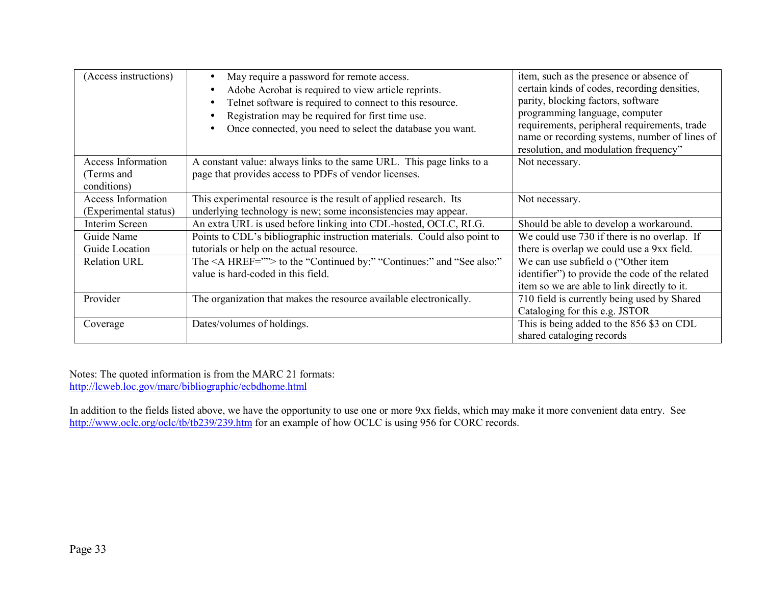| | | |
|---|---|---|
| (Access instructions) | • May require a password for remote access.<br>• Adobe Acrobat is required to view article reprints.<br>• Telnet software is required to connect to this resource.<br>• Registration may be required for first time use.<br>• Once connected, you need to select the database you want. | item, such as the presence or absence of certain kinds of codes, recording densities, parity, blocking factors, software programming language, computer requirements, peripheral requirements, trade name or recording systems, number of lines of resolution, and modulation frequency” |
| Access Information (Terms and conditions) | A constant value: always links to the same URL. This page links to a page that provides access to PDFs of vendor licenses. | Not necessary. |
| Access Information (Experimental status) | This experimental resource is the result of applied research. Its underlying technology is new; some inconsistencies may appear. | Not necessary. |
| Interim Screen | An extra URL is used before linking into CDL-hosted, OCLC, RLG. | Should be able to develop a workaround. |
| Guide Name<br>Guide Location | Points to CDL’s bibliographic instruction materials. Could also point to tutorials or help on the actual resource. | We could use 730 if there is no overlap. If there is overlap we could use a 9xx field. |
| Relation URL | The <A HREF=””> to the “Continued by:” “Continues:” and “See also:” value is hard-coded in this field. | We can use subfield o (“Other item identifier”) to provide the code of the related item so we are able to link directly to it. |
| Provider | The organization that makes the resource available electronically. | 710 field is currently being used by Shared Cataloging for this e.g. JSTOR |
| Coverage | Dates/volumes of holdings. | This is being added to the 856 $3 on CDL shared cataloging records |

Notes: The quoted information is from the MARC 21 formats:
http://lcweb.loc.gov/marc/bibliographic/ecbdhome.html

In addition to the fields listed above, we have the opportunity to use one or more 9xx fields, which may make it more convenient data entry. See http://www.oclc.org/oclc/tb/tb239/239.htm for an example of how OCLC is using 956 for CORC records.